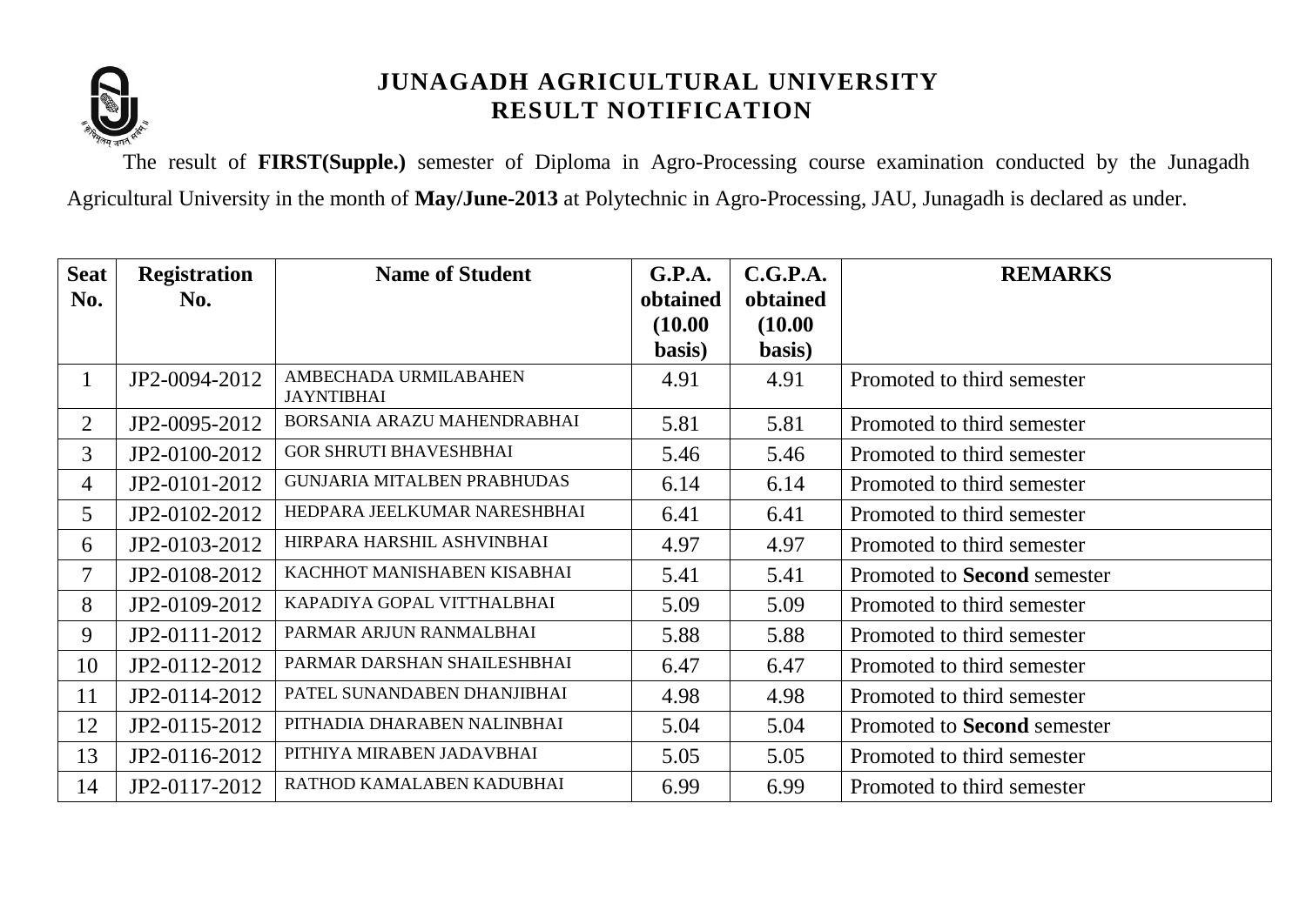# JUNAGADH AGRICULTURAL UNIVERSITY
## RESULT NOTIFICATION

The result of **FIRST(Supple.)** semester of Diploma in Agro-Processing course examination conducted by the Junagadh Agricultural University in the month of **May/June-2013** at Polytechnic in Agro-Processing, JAU, Junagadh is declared as under.

| Seat No. | Registration No. | Name of Student | G.P.A. obtained (10.00 basis) | C.G.P.A. obtained (10.00 basis) | REMARKS |
|---|---|---|---|---|---|
| 1 | JP2-0094-2012 | AMBECHADA URMILABAHEN JAYNTIBHAI | 4.91 | 4.91 | Promoted to third semester |
| 2 | JP2-0095-2012 | BORSANIA ARAZU MAHENDRABHAI | 5.81 | 5.81 | Promoted to third semester |
| 3 | JP2-0100-2012 | GOR SHRUTI BHAVESHBHAI | 5.46 | 5.46 | Promoted to third semester |
| 4 | JP2-0101-2012 | GUNJARIA MITALBEN PRABHUDAS | 6.14 | 6.14 | Promoted to third semester |
| 5 | JP2-0102-2012 | HEDPARA JEELKUMAR NARESHBHAI | 6.41 | 6.41 | Promoted to third semester |
| 6 | JP2-0103-2012 | HIRPARA HARSHIL ASHVINBHAI | 4.97 | 4.97 | Promoted to third semester |
| 7 | JP2-0108-2012 | KACHHOT MANISHABEN KISABHAI | 5.41 | 5.41 | Promoted to **Second** semester |
| 8 | JP2-0109-2012 | KAPADIYA GOPAL VITTHALBHAI | 5.09 | 5.09 | Promoted to third semester |
| 9 | JP2-0111-2012 | PARMAR ARJUN RANMALBHAI | 5.88 | 5.88 | Promoted to third semester |
| 10 | JP2-0112-2012 | PARMAR DARSHAN SHAILESHBHAI | 6.47 | 6.47 | Promoted to third semester |
| 11 | JP2-0114-2012 | PATEL SUNANDABEN DHANJIBHAI | 4.98 | 4.98 | Promoted to third semester |
| 12 | JP2-0115-2012 | PITHADIA DHARABEN NALINBHAI | 5.04 | 5.04 | Promoted to **Second** semester |
| 13 | JP2-0116-2012 | PITHIYA MIRABEN JADAVBHAI | 5.05 | 5.05 | Promoted to third semester |
| 14 | JP2-0117-2012 | RATHOD KAMALABEN KADUBHAI | 6.99 | 6.99 | Promoted to third semester |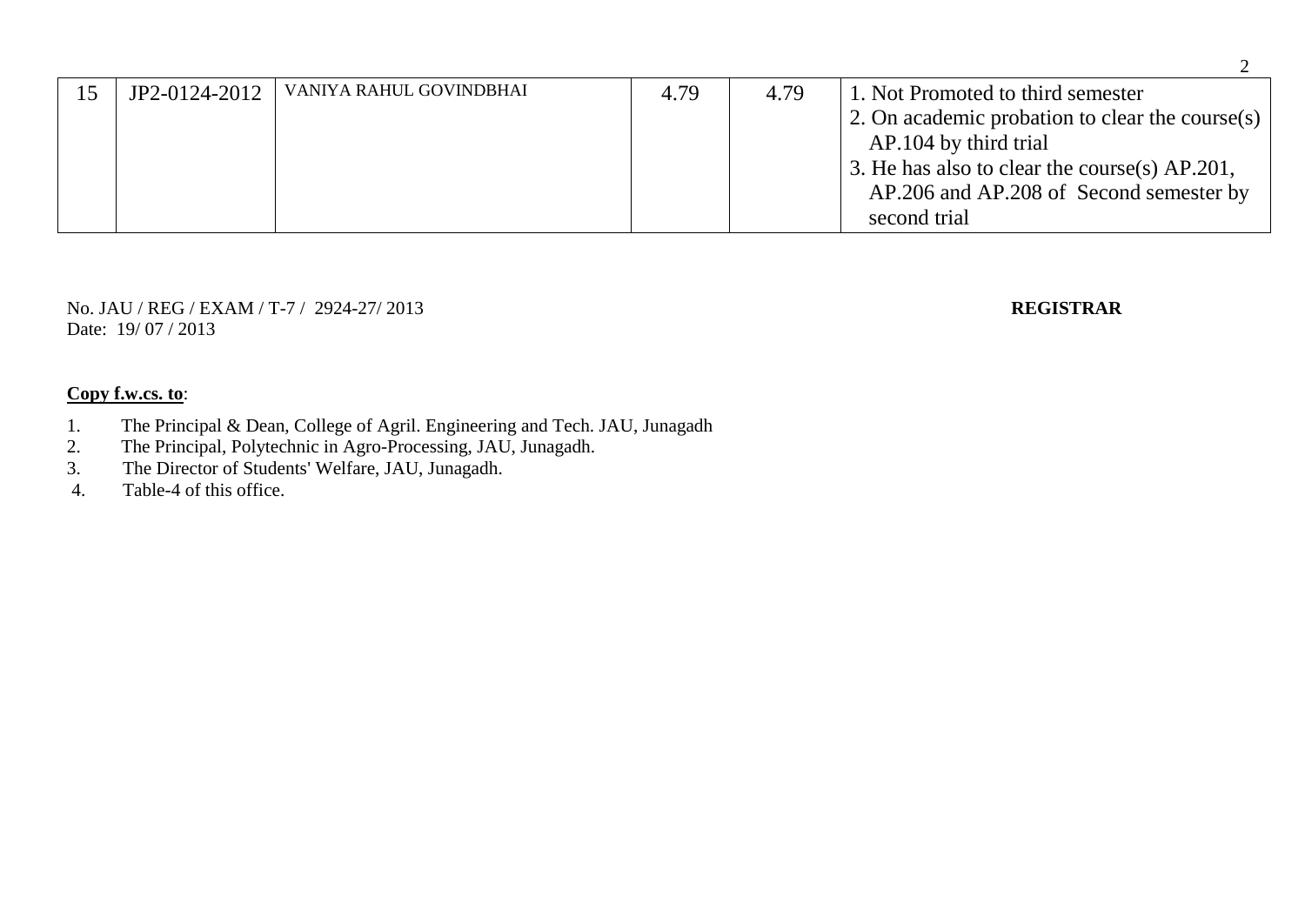| 15 | JP2-0124-2012 | VANIYA RAHUL GOVINDBHAI | 4.79 | 4.79 | 1. Not Promoted to third semester<br>2. On academic probation to clear the course(s) AP.104 by third trial<br>3. He has also to clear the course(s) AP.201, AP.206 and AP.208 of Second semester by second trial |
|---|---|---|---|---|---|

No. JAU / REG / EXAM / T-7 / 2924-27/ 2013
Date: 19/ 07 / 2013

**REGISTRAR**

**Copy f.w.cs. to**:

1. The Principal & Dean, College of Agril. Engineering and Tech. JAU, Junagadh
2. The Principal, Polytechnic in Agro-Processing, JAU, Junagadh.
3. The Director of Students' Welfare, JAU, Junagadh.
4. Table-4 of this office.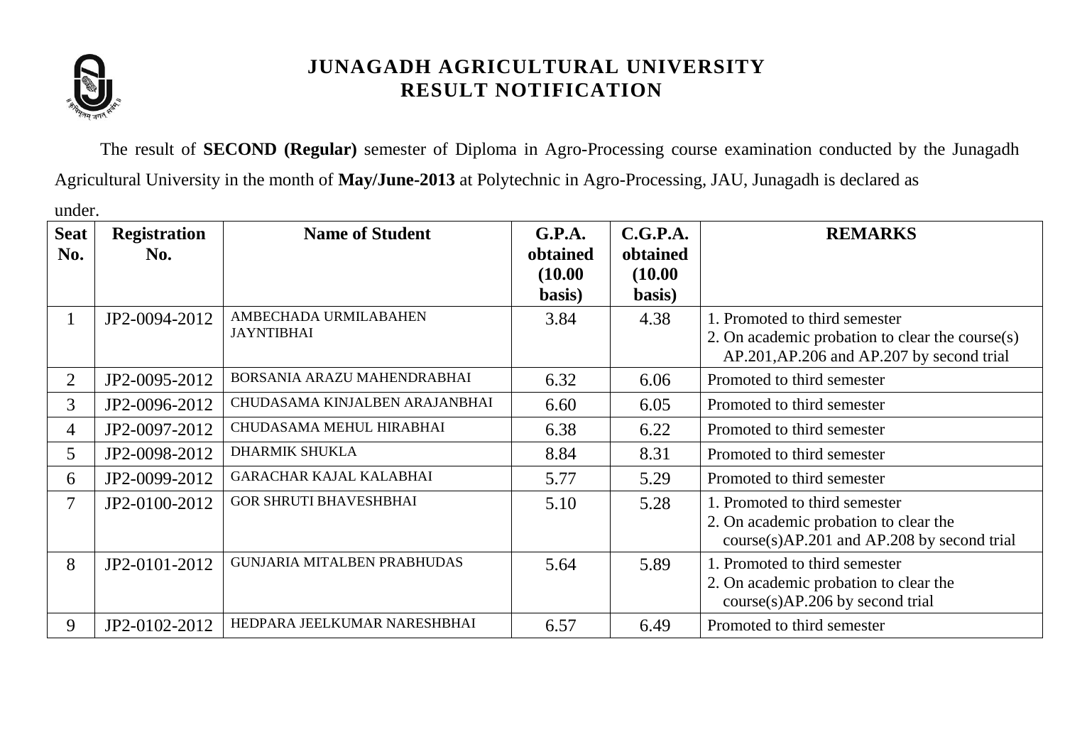# JUNAGADH AGRICULTURAL UNIVERSITY
## RESULT NOTIFICATION

The result of **SECOND (Regular)** semester of Diploma in Agro-Processing course examination conducted by the Junagadh Agricultural University in the month of **May/June-2013** at Polytechnic in Agro-Processing, JAU, Junagadh is declared as under.

| Seat No. | Registration No. | Name of Student | G.P.A. obtained (10.00 basis) | C.G.P.A. obtained (10.00 basis) | REMARKS |
|---|---|---|---|---|---|
| 1 | JP2-0094-2012 | AMBECHADA URMILABAHEN JAYNTIBHAI | 3.84 | 4.38 | 1. Promoted to third semester<br>2. On academic probation to clear the course(s) AP.201,AP.206 and AP.207 by second trial |
| 2 | JP2-0095-2012 | BORSANIA ARAZU MAHENDRABHAI | 6.32 | 6.06 | Promoted to third semester |
| 3 | JP2-0096-2012 | CHUDASAMA KINJALBEN ARAJANBHAI | 6.60 | 6.05 | Promoted to third semester |
| 4 | JP2-0097-2012 | CHUDASAMA MEHUL HIRABHAI | 6.38 | 6.22 | Promoted to third semester |
| 5 | JP2-0098-2012 | DHARMIK SHUKLA | 8.84 | 8.31 | Promoted to third semester |
| 6 | JP2-0099-2012 | GARACHAR KAJAL KALABHAI | 5.77 | 5.29 | Promoted to third semester |
| 7 | JP2-0100-2012 | GOR SHRUTI BHAVESHBHAI | 5.10 | 5.28 | 1. Promoted to third semester<br>2. On academic probation to clear the course(s)AP.201 and AP.208 by second trial |
| 8 | JP2-0101-2012 | GUNJARIA MITALBEN PRABHUDAS | 5.64 | 5.89 | 1. Promoted to third semester<br>2. On academic probation to clear the course(s)AP.206 by second trial |
| 9 | JP2-0102-2012 | HEDPARA JEELKUMAR NARESHBHAI | 6.57 | 6.49 | Promoted to third semester |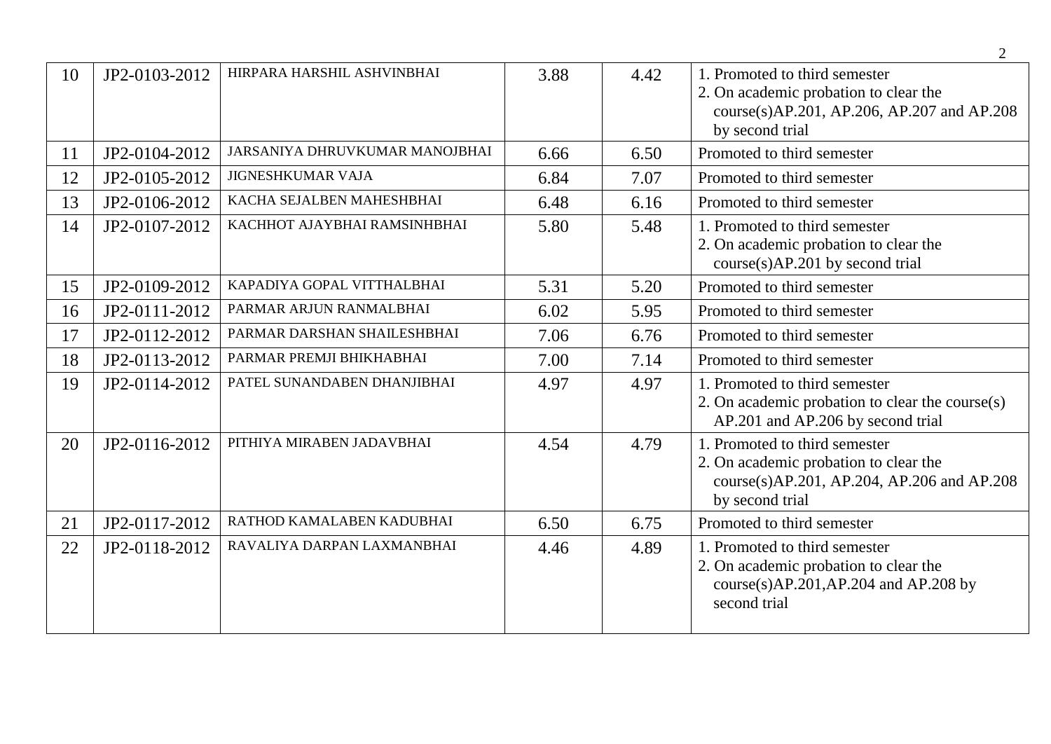| | | | | | |
|---|---|---|---|---|---|
| 10 | JP2-0103-2012 | HIRPARA HARSHIL ASHVINBHAI | 3.88 | 4.42 | 1. Promoted to third semester<br>2. On academic probation to clear the course(s)AP.201, AP.206, AP.207 and AP.208 by second trial |
| 11 | JP2-0104-2012 | JARSANIYA DHRUVKUMAR MANOJBHAI | 6.66 | 6.50 | Promoted to third semester |
| 12 | JP2-0105-2012 | JIGNESHKUMAR VAJA | 6.84 | 7.07 | Promoted to third semester |
| 13 | JP2-0106-2012 | KACHA SEJALBEN MAHESHBHAI | 6.48 | 6.16 | Promoted to third semester |
| 14 | JP2-0107-2012 | KACHHOT AJAYBHAI RAMSINHBHAI | 5.80 | 5.48 | 1. Promoted to third semester<br>2. On academic probation to clear the course(s)AP.201 by second trial |
| 15 | JP2-0109-2012 | KAPADIYA GOPAL VITTHALBHAI | 5.31 | 5.20 | Promoted to third semester |
| 16 | JP2-0111-2012 | PARMAR ARJUN RANMALBHAI | 6.02 | 5.95 | Promoted to third semester |
| 17 | JP2-0112-2012 | PARMAR DARSHAN SHAILESHBHAI | 7.06 | 6.76 | Promoted to third semester |
| 18 | JP2-0113-2012 | PARMAR PREMJI BHIKHABHAI | 7.00 | 7.14 | Promoted to third semester |
| 19 | JP2-0114-2012 | PATEL SUNANDABEN DHANJIBHAI | 4.97 | 4.97 | 1. Promoted to third semester<br>2. On academic probation to clear the course(s) AP.201 and AP.206 by second trial |
| 20 | JP2-0116-2012 | PITHIYA MIRABEN JADAVBHAI | 4.54 | 4.79 | 1. Promoted to third semester<br>2. On academic probation to clear the course(s)AP.201, AP.204, AP.206 and AP.208 by second trial |
| 21 | JP2-0117-2012 | RATHOD KAMALABEN KADUBHAI | 6.50 | 6.75 | Promoted to third semester |
| 22 | JP2-0118-2012 | RAVALIYA DARPAN LAXMANBHAI | 4.46 | 4.89 | 1. Promoted to third semester<br>2. On academic probation to clear the course(s)AP.201,AP.204 and AP.208 by second trial |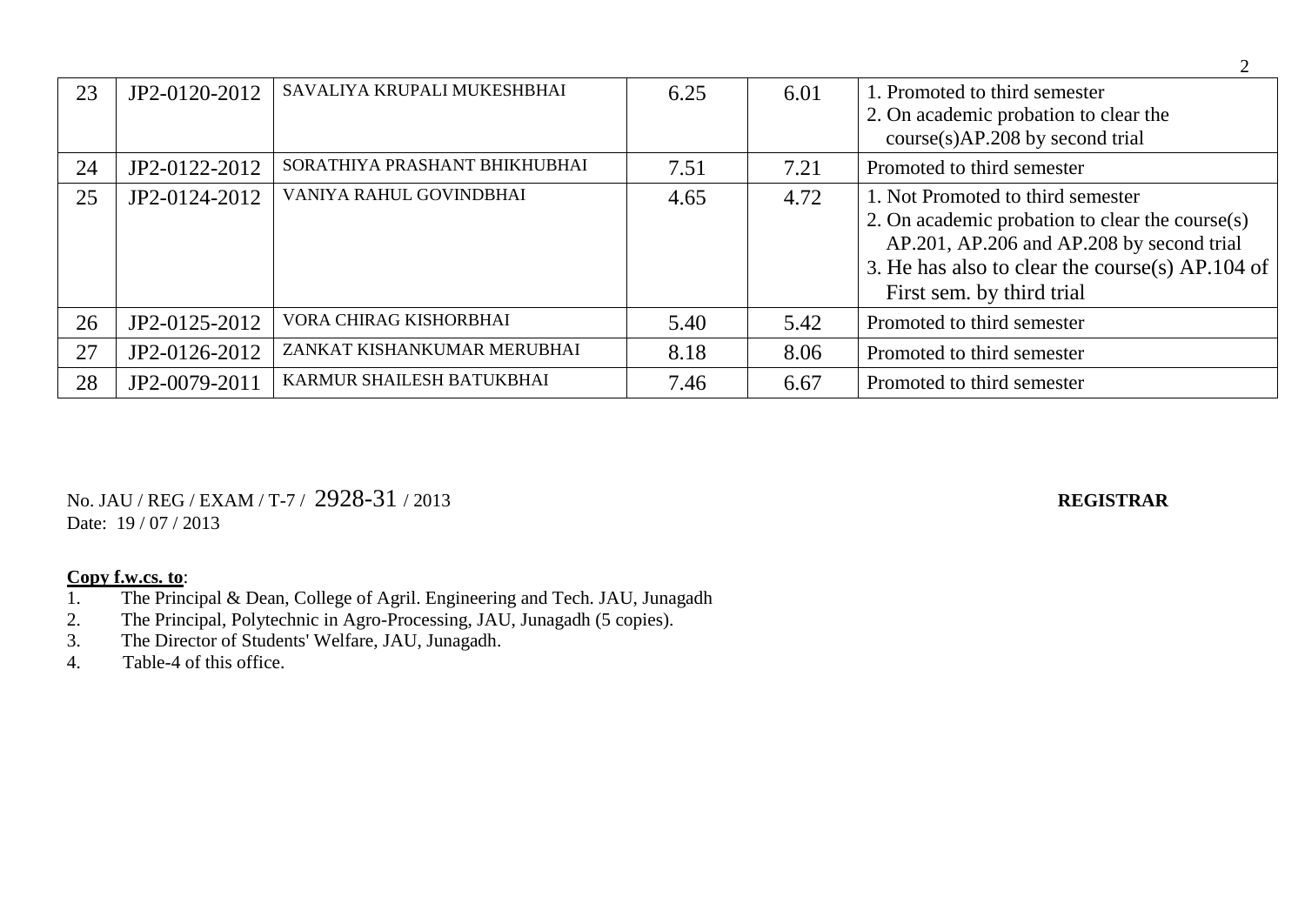| 23 | JP2-0120-2012 | SAVALIYA KRUPALI MUKESHBHAI | 6.25 | 6.01 | 1. Promoted to third semester<br>2. On academic probation to clear the course(s)AP.208 by second trial |
|---|---|---|---|---|---|
| 24 | JP2-0122-2012 | SORATHIYA PRASHANT BHIKHUBHAI | 7.51 | 7.21 | Promoted to third semester |
| 25 | JP2-0124-2012 | VANIYA RAHUL GOVINDBHAI | 4.65 | 4.72 | 1. Not Promoted to third semester<br>2. On academic probation to clear the course(s) AP.201, AP.206 and AP.208 by second trial<br>3. He has also to clear the course(s) AP.104 of First sem. by third trial |
| 26 | JP2-0125-2012 | VORA CHIRAG KISHORBHAI | 5.40 | 5.42 | Promoted to third semester |
| 27 | JP2-0126-2012 | ZANKAT KISHANKUMAR MERUBHAI | 8.18 | 8.06 | Promoted to third semester |
| 28 | JP2-0079-2011 | KARMUR SHAILESH BATUKBHAI | 7.46 | 6.67 | Promoted to third semester |

No. JAU / REG / EXAM / T-7 / 2928-31 / 2013
Date: 19 / 07 / 2013

**REGISTRAR**

**Copy f.w.cs. to**:

1. The Principal & Dean, College of Agril. Engineering and Tech. JAU, Junagadh
2. The Principal, Polytechnic in Agro-Processing, JAU, Junagadh (5 copies).
3. The Director of Students' Welfare, JAU, Junagadh.
4. Table-4 of this office.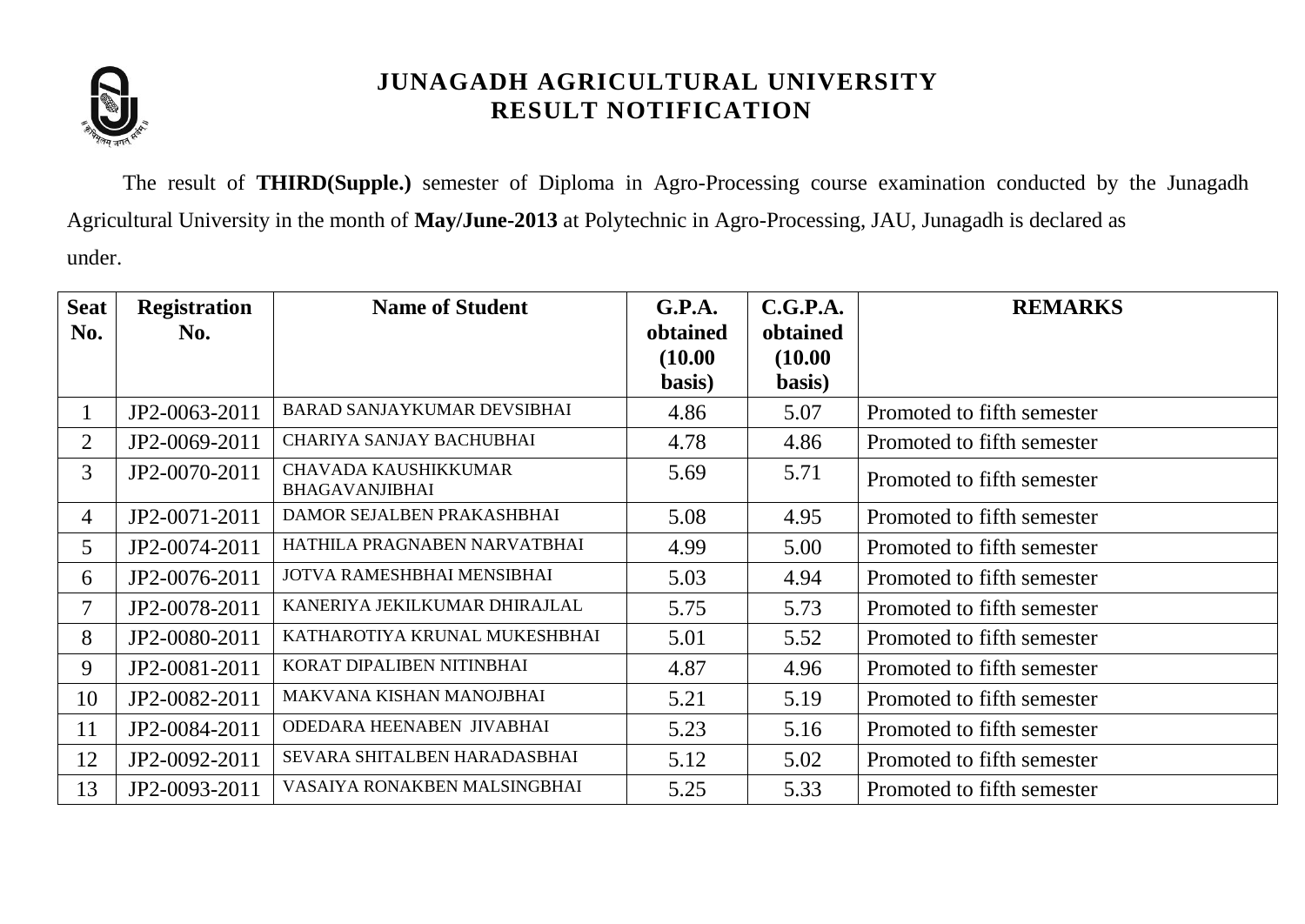# JUNAGADH AGRICULTURAL UNIVERSITY
## RESULT NOTIFICATION

The result of **THIRD(Supple.)** semester of Diploma in Agro-Processing course examination conducted by the Junagadh Agricultural University in the month of **May/June-2013** at Polytechnic in Agro-Processing, JAU, Junagadh is declared as under.

| Seat No. | Registration No. | Name of Student | G.P.A. obtained (10.00 basis) | C.G.P.A. obtained (10.00 basis) | REMARKS |
|---|---|---|---|---|---|
| 1 | JP2-0063-2011 | BARAD SANJAYKUMAR DEVSIBHAI | 4.86 | 5.07 | Promoted to fifth semester |
| 2 | JP2-0069-2011 | CHARIYA SANJAY BACHUBHAI | 4.78 | 4.86 | Promoted to fifth semester |
| 3 | JP2-0070-2011 | CHAVADA KAUSHIKKUMAR BHAGAVANJIBHAI | 5.69 | 5.71 | Promoted to fifth semester |
| 4 | JP2-0071-2011 | DAMOR SEJALBEN PRAKASHBHAI | 5.08 | 4.95 | Promoted to fifth semester |
| 5 | JP2-0074-2011 | HATHILA PRAGNABEN NARVATBHAI | 4.99 | 5.00 | Promoted to fifth semester |
| 6 | JP2-0076-2011 | JOTVA RAMESHBHAI MENSIBHAI | 5.03 | 4.94 | Promoted to fifth semester |
| 7 | JP2-0078-2011 | KANERIYA JEKILKUMAR DHIRAJLAL | 5.75 | 5.73 | Promoted to fifth semester |
| 8 | JP2-0080-2011 | KATHAROTIYA KRUNAL MUKESHBHAI | 5.01 | 5.52 | Promoted to fifth semester |
| 9 | JP2-0081-2011 | KORAT DIPALIBEN NITINBHAI | 4.87 | 4.96 | Promoted to fifth semester |
| 10 | JP2-0082-2011 | MAKVANA KISHAN MANOJBHAI | 5.21 | 5.19 | Promoted to fifth semester |
| 11 | JP2-0084-2011 | ODEDARA HEENABEN JIVABHAI | 5.23 | 5.16 | Promoted to fifth semester |
| 12 | JP2-0092-2011 | SEVARA SHITALBEN HARADASBHAI | 5.12 | 5.02 | Promoted to fifth semester |
| 13 | JP2-0093-2011 | VASAIYA RONAKBEN MALSINGBHAI | 5.25 | 5.33 | Promoted to fifth semester |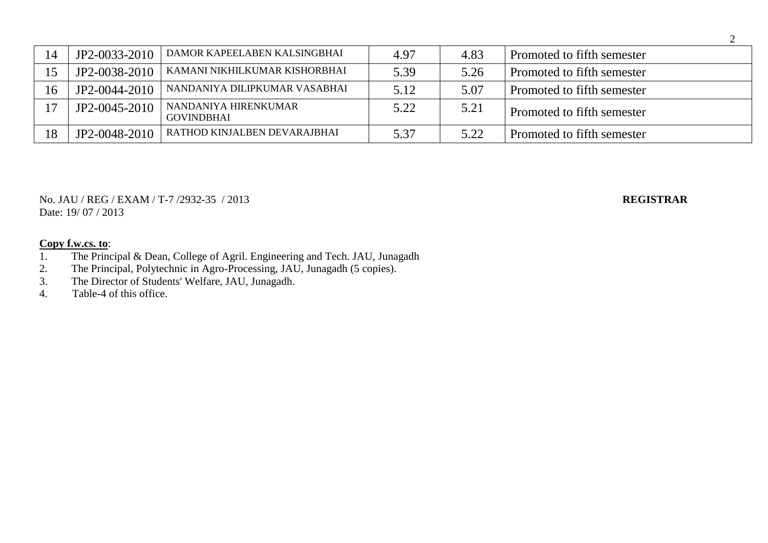| | | | | | |
|---|---|---|---|---|---|
| 14 | JP2-0033-2010 | DAMOR KAPEELABEN KALSINGBHAI | 4.97 | 4.83 | Promoted to fifth semester |
| 15 | JP2-0038-2010 | KAMANI NIKHILKUMAR KISHORBHAI | 5.39 | 5.26 | Promoted to fifth semester |
| 16 | JP2-0044-2010 | NANDANIYA DILIPKUMAR VASABHAI | 5.12 | 5.07 | Promoted to fifth semester |
| 17 | JP2-0045-2010 | NANDANIYA HIRENKUMAR GOVINDBHAI | 5.22 | 5.21 | Promoted to fifth semester |
| 18 | JP2-0048-2010 | RATHOD KINJALBEN DEVARAJBHAI | 5.37 | 5.22 | Promoted to fifth semester |

No. JAU / REG / EXAM / T-7 /2932-35 / 2013 **REGISTRAR**
Date: 19/ 07 / 2013

**Copy f.w.cs. to**:

1. The Principal & Dean, College of Agril. Engineering and Tech. JAU, Junagadh
2. The Principal, Polytechnic in Agro-Processing, JAU, Junagadh (5 copies).
3. The Director of Students' Welfare, JAU, Junagadh.
4. Table-4 of this office.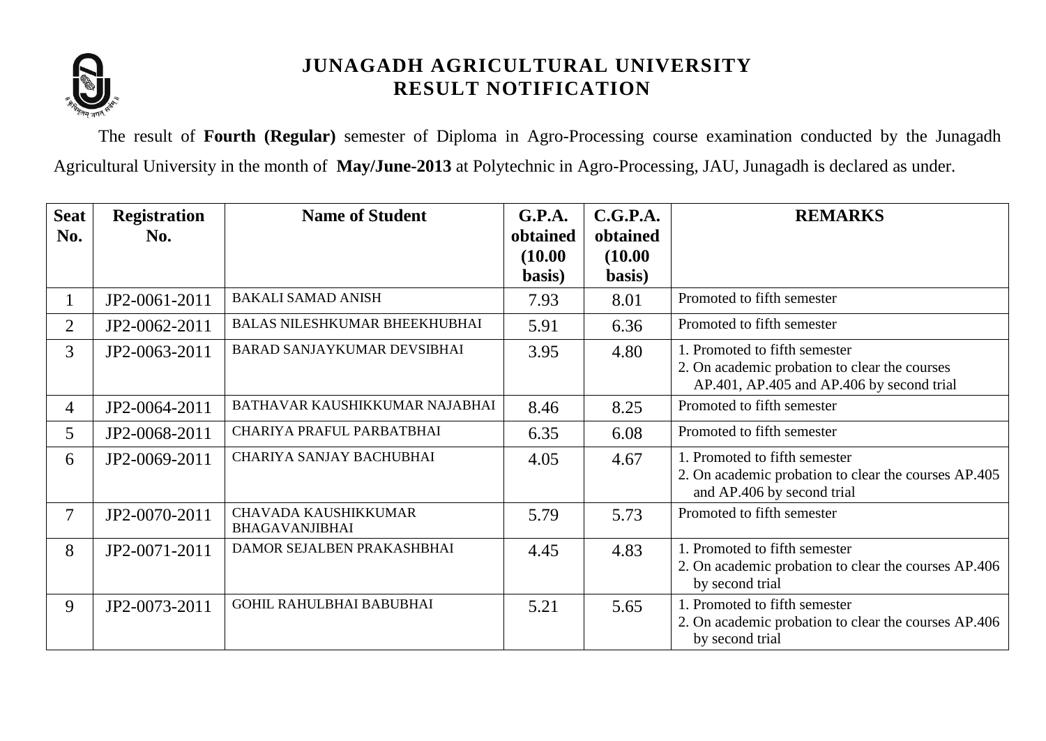# JUNAGADH AGRICULTURAL UNIVERSITY
## RESULT NOTIFICATION

The result of **Fourth (Regular)** semester of Diploma in Agro-Processing course examination conducted by the Junagadh Agricultural University in the month of **May/June-2013** at Polytechnic in Agro-Processing, JAU, Junagadh is declared as under.

| Seat No. | Registration No. | Name of Student | G.P.A. obtained (10.00 basis) | C.G.P.A. obtained (10.00 basis) | REMARKS |
|---|---|---|---|---|---|
| 1 | JP2-0061-2011 | BAKALI SAMAD ANISH | 7.93 | 8.01 | Promoted to fifth semester |
| 2 | JP2-0062-2011 | BALAS NILESHKUMAR BHEEKHUBHAI | 5.91 | 6.36 | Promoted to fifth semester |
| 3 | JP2-0063-2011 | BARAD SANJAYKUMAR DEVSIBHAI | 3.95 | 4.80 | 1. Promoted to fifth semester<br>2. On academic probation to clear the courses AP.401, AP.405 and AP.406 by second trial |
| 4 | JP2-0064-2011 | BATHAVAR KAUSHIKKUMAR NAJABHAI | 8.46 | 8.25 | Promoted to fifth semester |
| 5 | JP2-0068-2011 | CHARIYA PRAFUL PARBATBHAI | 6.35 | 6.08 | Promoted to fifth semester |
| 6 | JP2-0069-2011 | CHARIYA SANJAY BACHUBHAI | 4.05 | 4.67 | 1. Promoted to fifth semester<br>2. On academic probation to clear the courses AP.405 and AP.406 by second trial |
| 7 | JP2-0070-2011 | CHAVADA KAUSHIKKUMAR BHAGAVANJIBHAI | 5.79 | 5.73 | Promoted to fifth semester |
| 8 | JP2-0071-2011 | DAMOR SEJALBEN PRAKASHBHAI | 4.45 | 4.83 | 1. Promoted to fifth semester<br>2. On academic probation to clear the courses AP.406 by second trial |
| 9 | JP2-0073-2011 | GOHIL RAHULBHAI BABUBHAI | 5.21 | 5.65 | 1. Promoted to fifth semester<br>2. On academic probation to clear the courses AP.406 by second trial |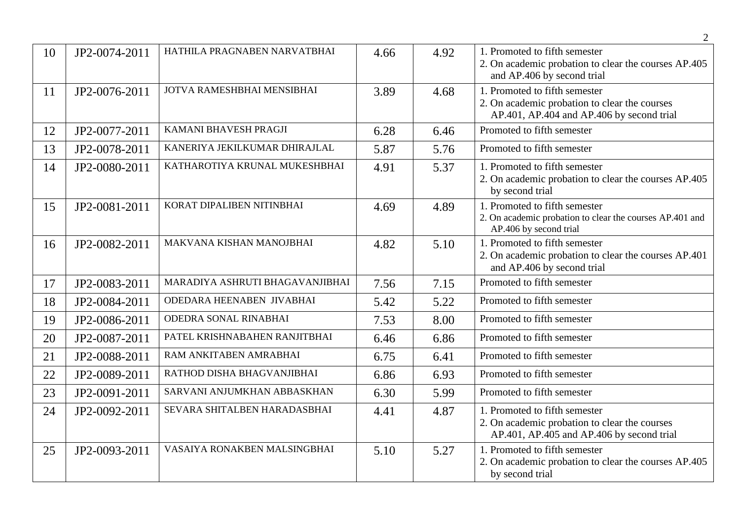| 10 | JP2-0074-2011 | HATHILA PRAGNABEN NARVATBHAI | 4.66 | 4.92 | 1. Promoted to fifth semester<br>2. On academic probation to clear the courses AP.405 and AP.406 by second trial |
|---|---|---|---|---|---|
| 11 | JP2-0076-2011 | JOTVA RAMESHBHAI MENSIBHAI | 3.89 | 4.68 | 1. Promoted to fifth semester<br>2. On academic probation to clear the courses AP.401, AP.404 and AP.406 by second trial |
| 12 | JP2-0077-2011 | KAMANI BHAVESH PRAGJI | 6.28 | 6.46 | Promoted to fifth semester |
| 13 | JP2-0078-2011 | KANERIYA JEKILKUMAR DHIRAJLAL | 5.87 | 5.76 | Promoted to fifth semester |
| 14 | JP2-0080-2011 | KATHAROTIYA KRUNAL MUKESHBHAI | 4.91 | 5.37 | 1. Promoted to fifth semester<br>2. On academic probation to clear the courses AP.405 by second trial |
| 15 | JP2-0081-2011 | KORAT DIPALIBEN NITINBHAI | 4.69 | 4.89 | 1. Promoted to fifth semester<br>2. On academic probation to clear the courses AP.401 and AP.406 by second trial |
| 16 | JP2-0082-2011 | MAKVANA KISHAN MANOJBHAI | 4.82 | 5.10 | 1. Promoted to fifth semester<br>2. On academic probation to clear the courses AP.401 and AP.406 by second trial |
| 17 | JP2-0083-2011 | MARADIYA ASHRUTI BHAGAVANJIBHAI | 7.56 | 7.15 | Promoted to fifth semester |
| 18 | JP2-0084-2011 | ODEDARA HEENABEN JIVABHAI | 5.42 | 5.22 | Promoted to fifth semester |
| 19 | JP2-0086-2011 | ODEDRA SONAL RINABHAI | 7.53 | 8.00 | Promoted to fifth semester |
| 20 | JP2-0087-2011 | PATEL KRISHNABAHEN RANJITBHAI | 6.46 | 6.86 | Promoted to fifth semester |
| 21 | JP2-0088-2011 | RAM ANKITABEN AMRABHAI | 6.75 | 6.41 | Promoted to fifth semester |
| 22 | JP2-0089-2011 | RATHOD DISHA BHAGVANJIBHAI | 6.86 | 6.93 | Promoted to fifth semester |
| 23 | JP2-0091-2011 | SARVANI ANJUMKHAN ABBASKHAN | 6.30 | 5.99 | Promoted to fifth semester |
| 24 | JP2-0092-2011 | SEVARA SHITALBEN HARADASBHAI | 4.41 | 4.87 | 1. Promoted to fifth semester<br>2. On academic probation to clear the courses AP.401, AP.405 and AP.406 by second trial |
| 25 | JP2-0093-2011 | VASAIYA RONAKBEN MALSINGBHAI | 5.10 | 5.27 | 1. Promoted to fifth semester<br>2. On academic probation to clear the courses AP.405 by second trial |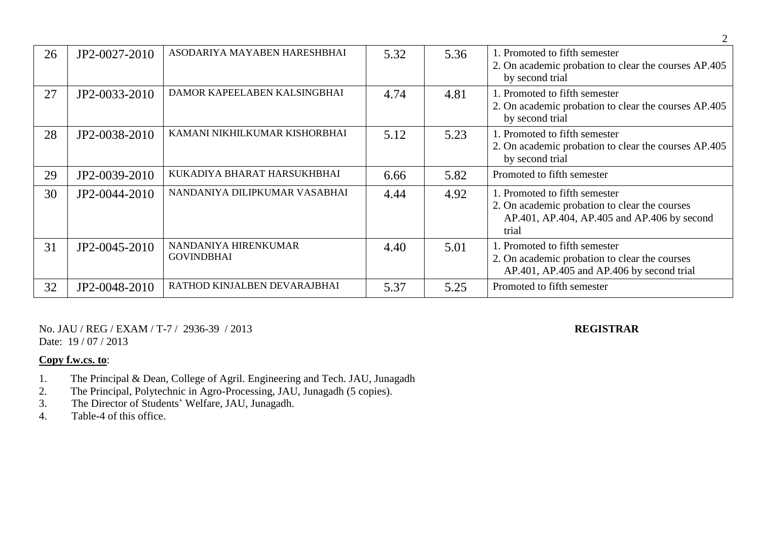| 26 | JP2-0027-2010 | ASODARIYA MAYABEN HARESHBHAI | 5.32 | 5.36 | 1. Promoted to fifth semester<br>2. On academic probation to clear the courses AP.405 by second trial |
|---|---|---|---|---|---|
| 27 | JP2-0033-2010 | DAMOR KAPEELABEN KALSINGBHAI | 4.74 | 4.81 | 1. Promoted to fifth semester<br>2. On academic probation to clear the courses AP.405 by second trial |
| 28 | JP2-0038-2010 | KAMANI NIKHILKUMAR KISHORBHAI | 5.12 | 5.23 | 1. Promoted to fifth semester<br>2. On academic probation to clear the courses AP.405 by second trial |
| 29 | JP2-0039-2010 | KUKADIYA BHARAT HARSUKHBHAI | 6.66 | 5.82 | Promoted to fifth semester |
| 30 | JP2-0044-2010 | NANDANIYA DILIPKUMAR VASABHAI | 4.44 | 4.92 | 1. Promoted to fifth semester<br>2. On academic probation to clear the courses AP.401, AP.404, AP.405 and AP.406 by second trial |
| 31 | JP2-0045-2010 | NANDANIYA HIRENKUMAR GOVINDBHAI | 4.40 | 5.01 | 1. Promoted to fifth semester<br>2. On academic probation to clear the courses AP.401, AP.405 and AP.406 by second trial |
| 32 | JP2-0048-2010 | RATHOD KINJALBEN DEVARAJBHAI | 5.37 | 5.25 | Promoted to fifth semester |

No. JAU / REG / EXAM / T-7 / 2936-39 / 2013 **REGISTRAR**
Date: 19 / 07 / 2013

**Copy f.w.cs. to**:

1. The Principal & Dean, College of Agril. Engineering and Tech. JAU, Junagadh
2. The Principal, Polytechnic in Agro-Processing, JAU, Junagadh (5 copies).
3. The Director of Students' Welfare, JAU, Junagadh.
4. Table-4 of this office.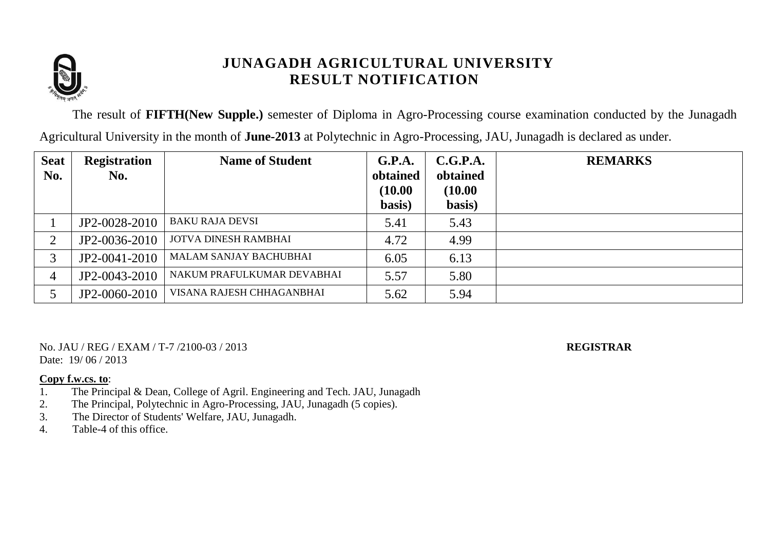# JUNAGADH AGRICULTURAL UNIVERSITY
## RESULT NOTIFICATION

The result of **FIFTH(New Supple.)** semester of Diploma in Agro-Processing course examination conducted by the Junagadh Agricultural University in the month of **June-2013** at Polytechnic in Agro-Processing, JAU, Junagadh is declared as under.

| Seat No. | Registration No. | Name of Student | G.P.A. obtained (10.00 basis) | C.G.P.A. obtained (10.00 basis) | REMARKS |
|---|---|---|---|---|---|
| 1 | JP2-0028-2010 | BAKU RAJA DEVSI | 5.41 | 5.43 | |
| 2 | JP2-0036-2010 | JOTVA DINESH RAMBHAI | 4.72 | 4.99 | |
| 3 | JP2-0041-2010 | MALAM SANJAY BACHUBHAI | 6.05 | 6.13 | |
| 4 | JP2-0043-2010 | NAKUM PRAFULKUMAR DEVABHAI | 5.57 | 5.80 | |
| 5 | JP2-0060-2010 | VISANA RAJESH CHHAGANBHAI | 5.62 | 5.94 | |

No. JAU / REG / EXAM / T-7 /2100-03 / 2013

Date: 19/ 06 / 2013

**REGISTRAR**

**Copy f.w.cs. to**:

1. The Principal & Dean, College of Agril. Engineering and Tech. JAU, Junagadh
2. The Principal, Polytechnic in Agro-Processing, JAU, Junagadh (5 copies).
3. The Director of Students' Welfare, JAU, Junagadh.
4. Table-4 of this office.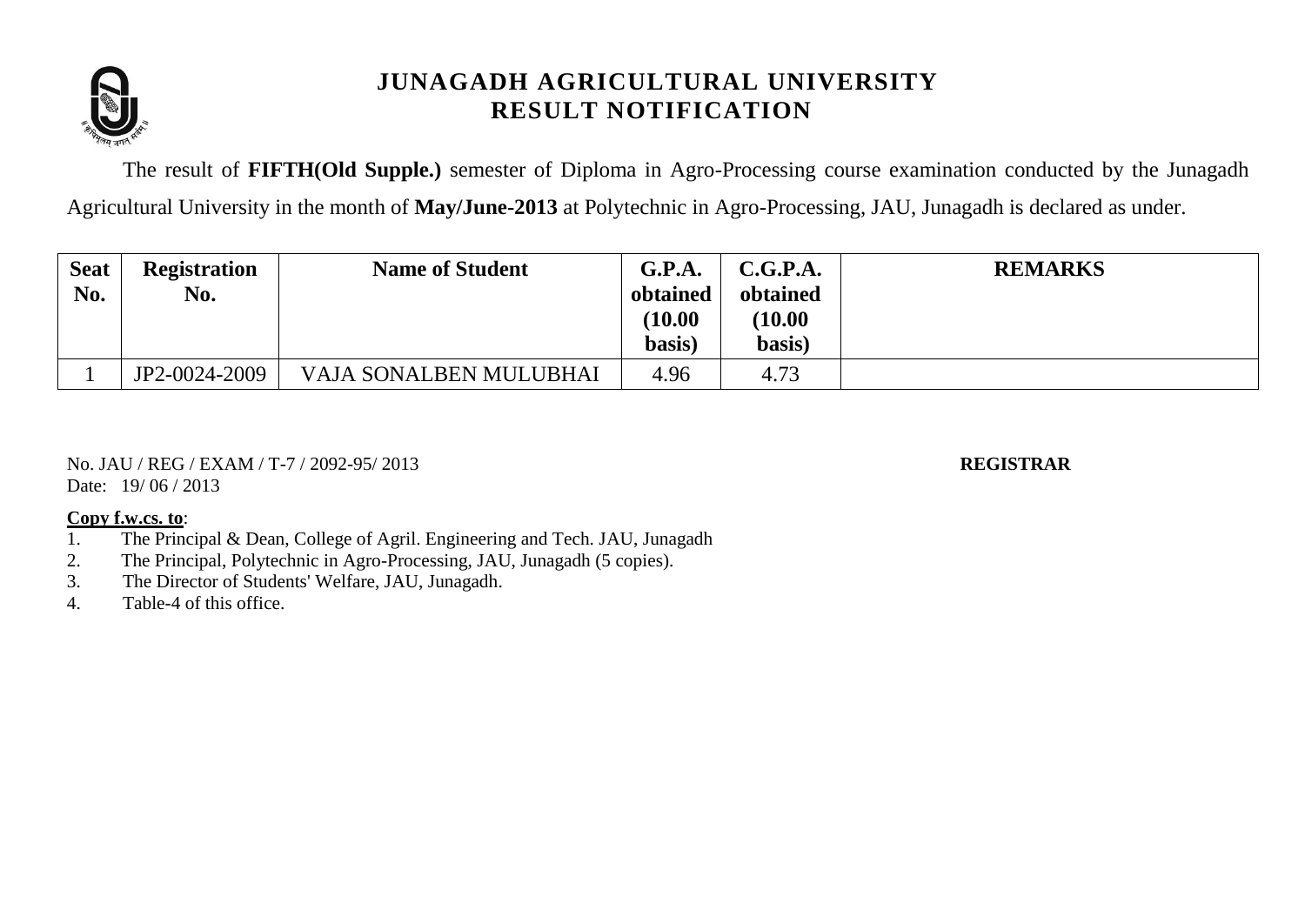# JUNAGADH AGRICULTURAL UNIVERSITY
## RESULT NOTIFICATION

The result of **FIFTH(Old Supple.)** semester of Diploma in Agro-Processing course examination conducted by the Junagadh Agricultural University in the month of **May/June-2013** at Polytechnic in Agro-Processing, JAU, Junagadh is declared as under.

| Seat No. | Registration No. | Name of Student | G.P.A. obtained (10.00 basis) | C.G.P.A. obtained (10.00 basis) | REMARKS |
|---|---|---|---|---|---|
| 1 | JP2-0024-2009 | VAJA SONALBEN MULUBHAI | 4.96 | 4.73 | |

No. JAU / REG / EXAM / T-7 / 2092-95/ 2013

Date: 19/ 06 / 2013

**REGISTRAR**

**Copy f.w.cs. to**:

1. The Principal & Dean, College of Agril. Engineering and Tech. JAU, Junagadh
2. The Principal, Polytechnic in Agro-Processing, JAU, Junagadh (5 copies).
3. The Director of Students' Welfare, JAU, Junagadh.
4. Table-4 of this office.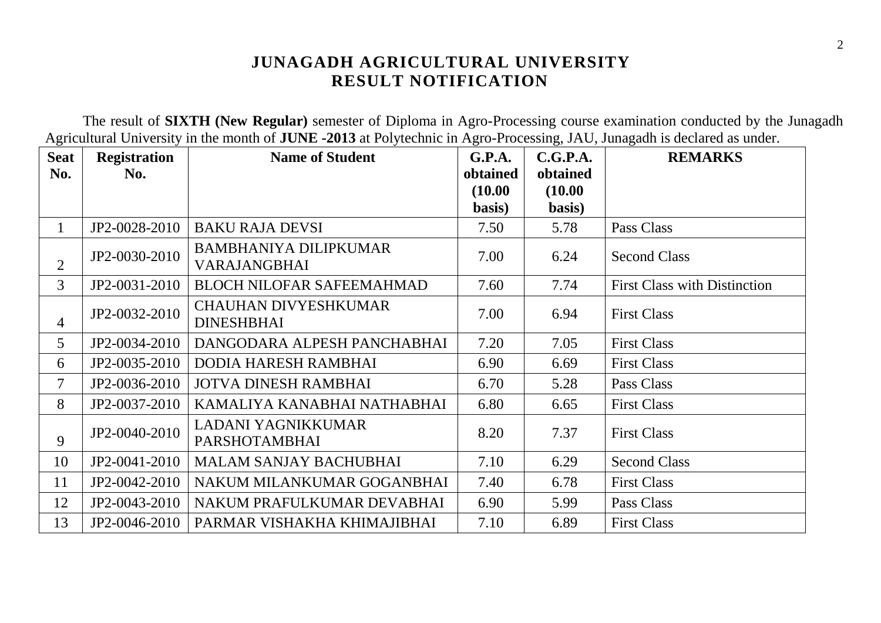# JUNAGADH AGRICULTURAL UNIVERSITY
## RESULT NOTIFICATION

The result of **SIXTH (New Regular)** semester of Diploma in Agro-Processing course examination conducted by the Junagadh Agricultural University in the month of **JUNE -2013** at Polytechnic in Agro-Processing, JAU, Junagadh is declared as under.

| Seat No. | Registration No. | Name of Student | G.P.A. obtained (10.00 basis) | C.G.P.A. obtained (10.00 basis) | REMARKS |
|---|---|---|---|---|---|
| 1 | JP2-0028-2010 | BAKU RAJA DEVSI | 7.50 | 5.78 | Pass Class |
| 2 | JP2-0030-2010 | BAMBHANIYA DILIPKUMAR VARAJANGBHAI | 7.00 | 6.24 | Second Class |
| 3 | JP2-0031-2010 | BLOCH NILOFAR SAFEEMAHMAD | 7.60 | 7.74 | First Class with Distinction |
| 4 | JP2-0032-2010 | CHAUHAN DIVYESHKUMAR DINESHBHAI | 7.00 | 6.94 | First Class |
| 5 | JP2-0034-2010 | DANGODARA ALPESH PANCHABHAI | 7.20 | 7.05 | First Class |
| 6 | JP2-0035-2010 | DODIA HARESH RAMBHAI | 6.90 | 6.69 | First Class |
| 7 | JP2-0036-2010 | JOTVA DINESH RAMBHAI | 6.70 | 5.28 | Pass Class |
| 8 | JP2-0037-2010 | KAMALIYA KANABHAI NATHABHAI | 6.80 | 6.65 | First Class |
| 9 | JP2-0040-2010 | LADANI YAGNIKKUMAR PARSHOTAMBHAI | 8.20 | 7.37 | First Class |
| 10 | JP2-0041-2010 | MALAM SANJAY BACHUBHAI | 7.10 | 6.29 | Second Class |
| 11 | JP2-0042-2010 | NAKUM MILANKUMAR GOGANBHAI | 7.40 | 6.78 | First Class |
| 12 | JP2-0043-2010 | NAKUM PRAFULKUMAR DEVABHAI | 6.90 | 5.99 | Pass Class |
| 13 | JP2-0046-2010 | PARMAR VISHAKHA KHIMAJIBHAI | 7.10 | 6.89 | First Class |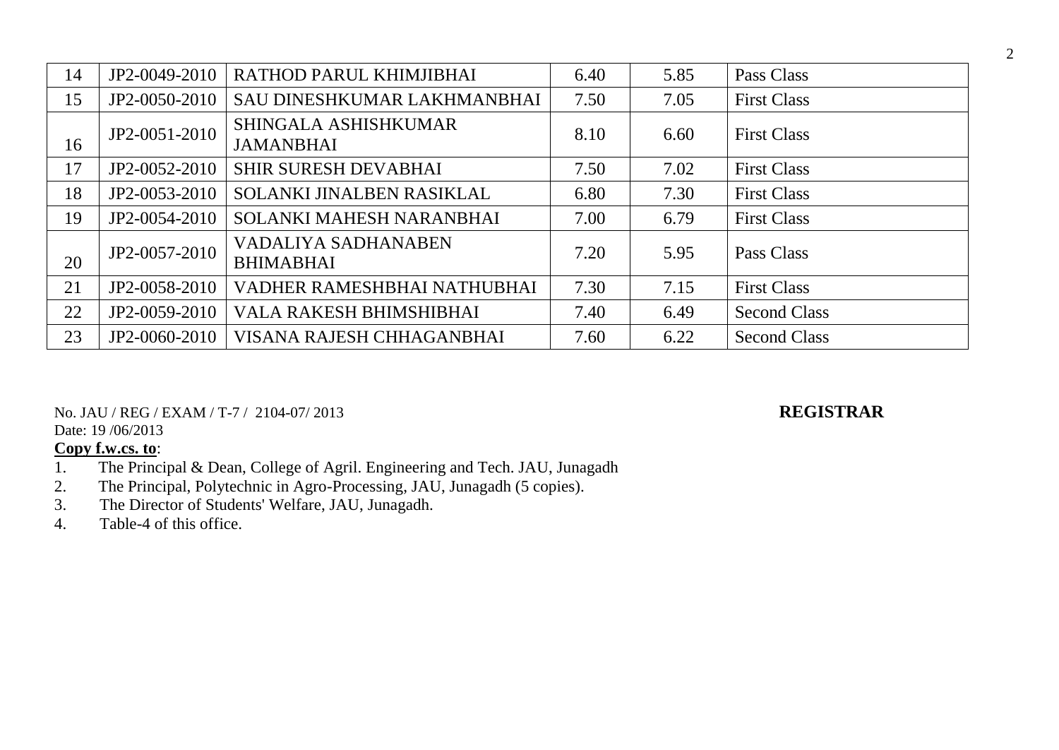| 14 | JP2-0049-2010 | RATHOD PARUL KHIMJIBHAI | 6.40 | 5.85 | Pass Class |
|---|---|---|---|---|---|
| 15 | JP2-0050-2010 | SAU DINESHKUMAR LAKHMANBHAI | 7.50 | 7.05 | First Class |
| 16 | JP2-0051-2010 | SHINGALA ASHISHKUMAR JAMANBHAI | 8.10 | 6.60 | First Class |
| 17 | JP2-0052-2010 | SHIR SURESH DEVABHAI | 7.50 | 7.02 | First Class |
| 18 | JP2-0053-2010 | SOLANKI JINALBEN RASIKLAL | 6.80 | 7.30 | First Class |
| 19 | JP2-0054-2010 | SOLANKI MAHESH NARANBHAI | 7.00 | 6.79 | First Class |
| 20 | JP2-0057-2010 | VADALIYA SADHANABEN BHIMABHAI | 7.20 | 5.95 | Pass Class |
| 21 | JP2-0058-2010 | VADHER RAMESHBHAI NATHUBHAI | 7.30 | 7.15 | First Class |
| 22 | JP2-0059-2010 | VALA RAKESH BHIMSHIBHAI | 7.40 | 6.49 | Second Class |
| 23 | JP2-0060-2010 | VISANA RAJESH CHHAGANBHAI | 7.60 | 6.22 | Second Class |

No. JAU / REG / EXAM / T-7 / 2104-07/ 2013

**REGISTRAR**

Date: 19 /06/2013

**Copy f.w.cs. to**:

1. The Principal & Dean, College of Agril. Engineering and Tech. JAU, Junagadh
2. The Principal, Polytechnic in Agro-Processing, JAU, Junagadh (5 copies).
3. The Director of Students' Welfare, JAU, Junagadh.
4. Table-4 of this office.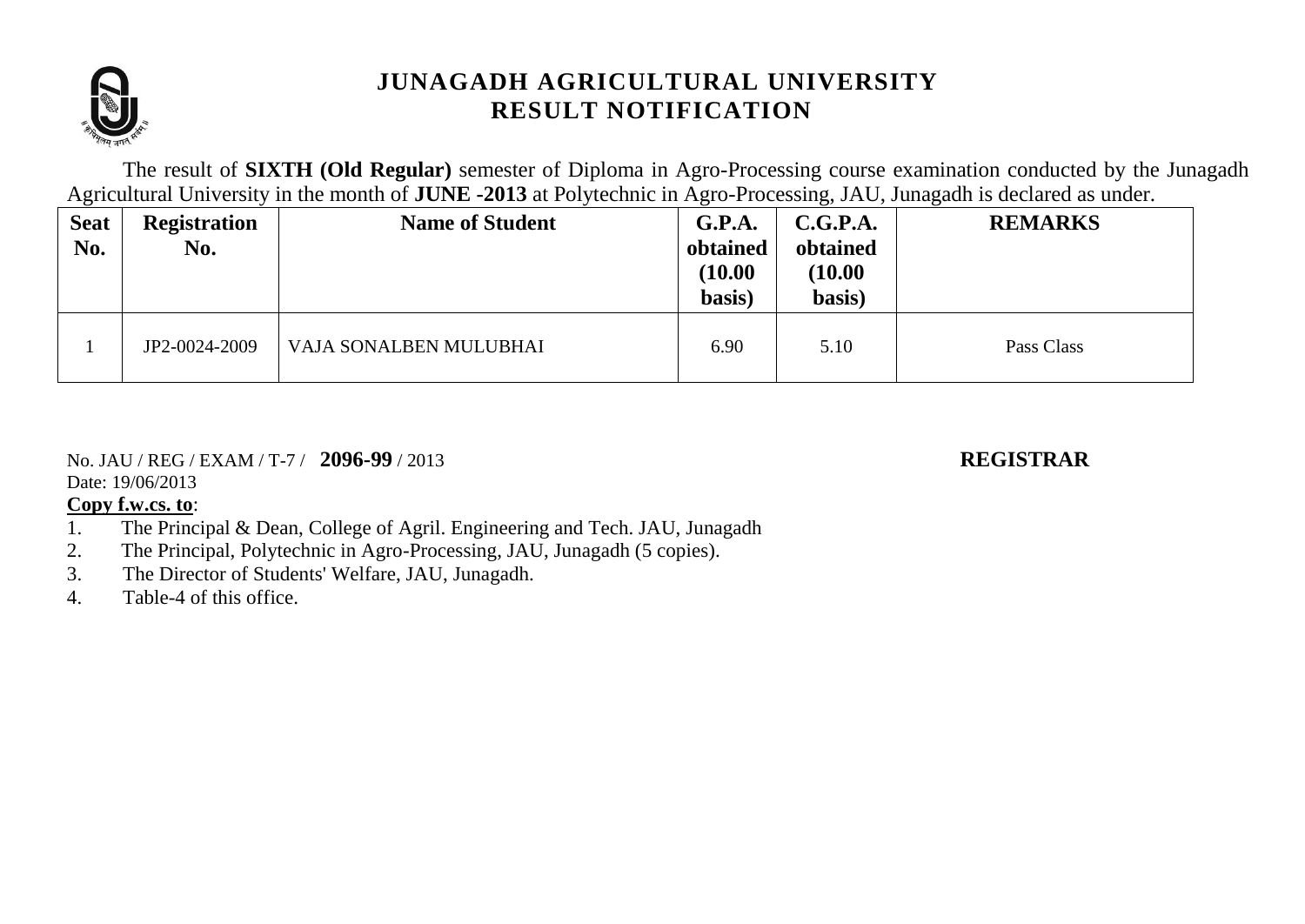# JUNAGADH AGRICULTURAL UNIVERSITY
## RESULT NOTIFICATION

The result of **SIXTH (Old Regular)** semester of Diploma in Agro-Processing course examination conducted by the Junagadh Agricultural University in the month of **JUNE -2013** at Polytechnic in Agro-Processing, JAU, Junagadh is declared as under.

| Seat No. | Registration No. | Name of Student | G.P.A. obtained (10.00 basis) | C.G.P.A. obtained (10.00 basis) | REMARKS |
|---|---|---|---|---|---|
| 1 | JP2-0024-2009 | VAJA SONALBEN MULUBHAI | 6.90 | 5.10 | Pass Class |

No. JAU / REG / EXAM / T-7 / **2096-99** / 2013

**REGISTRAR**

Date: 19/06/2013

**Copy f.w.cs. to**:

1. The Principal & Dean, College of Agril. Engineering and Tech. JAU, Junagadh
2. The Principal, Polytechnic in Agro-Processing, JAU, Junagadh (5 copies).
3. The Director of Students' Welfare, JAU, Junagadh.
4. Table-4 of this office.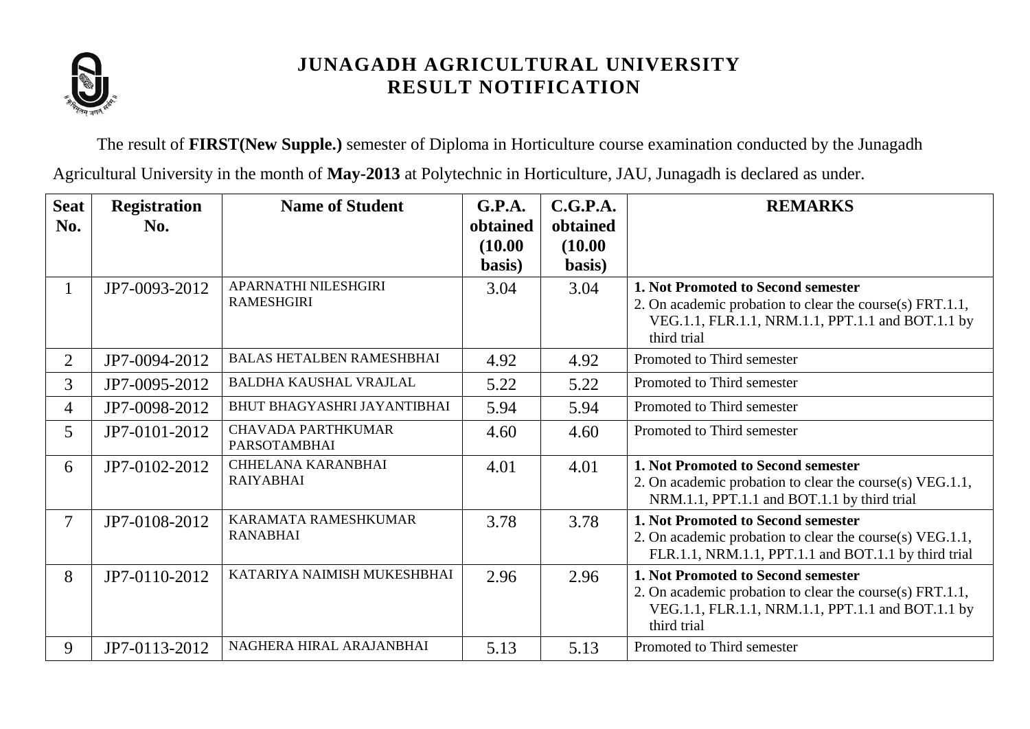# JUNAGADH AGRICULTURAL UNIVERSITY
## RESULT NOTIFICATION

The result of **FIRST(New Supple.)** semester of Diploma in Horticulture course examination conducted by the Junagadh Agricultural University in the month of **May-2013** at Polytechnic in Horticulture, JAU, Junagadh is declared as under.

| Seat No. | Registration No. | Name of Student | G.P.A. obtained (10.00 basis) | C.G.P.A. obtained (10.00 basis) | REMARKS |
|---|---|---|---|---|---|
| 1 | JP7-0093-2012 | APARNATHI NILESHGIRI RAMESHGIRI | 3.04 | 3.04 | **1. Not Promoted to Second semester** 2. On academic probation to clear the course(s) FRT.1.1, VEG.1.1, FLR.1.1, NRM.1.1, PPT.1.1 and BOT.1.1 by third trial |
| 2 | JP7-0094-2012 | BALAS HETALBEN RAMESHBHAI | 4.92 | 4.92 | Promoted to Third semester |
| 3 | JP7-0095-2012 | BALDHA KAUSHAL VRAJLAL | 5.22 | 5.22 | Promoted to Third semester |
| 4 | JP7-0098-2012 | BHUT BHAGYASHRI JAYANTIBHAI | 5.94 | 5.94 | Promoted to Third semester |
| 5 | JP7-0101-2012 | CHAVADA PARTHKUMAR PARSOTAMBHAI | 4.60 | 4.60 | Promoted to Third semester |
| 6 | JP7-0102-2012 | CHHELANA KARANBHAI RAIYABHAI | 4.01 | 4.01 | **1. Not Promoted to Second semester** 2. On academic probation to clear the course(s) VEG.1.1, NRM.1.1, PPT.1.1 and BOT.1.1 by third trial |
| 7 | JP7-0108-2012 | KARAMATA RAMESHKUMAR RANABHAI | 3.78 | 3.78 | **1. Not Promoted to Second semester** 2. On academic probation to clear the course(s) VEG.1.1, FLR.1.1, NRM.1.1, PPT.1.1 and BOT.1.1 by third trial |
| 8 | JP7-0110-2012 | KATARIYA NAIMISH MUKESHBHAI | 2.96 | 2.96 | **1. Not Promoted to Second semester** 2. On academic probation to clear the course(s) FRT.1.1, VEG.1.1, FLR.1.1, NRM.1.1, PPT.1.1 and BOT.1.1 by third trial |
| 9 | JP7-0113-2012 | NAGHERA HIRAL ARAJANBHAI | 5.13 | 5.13 | Promoted to Third semester |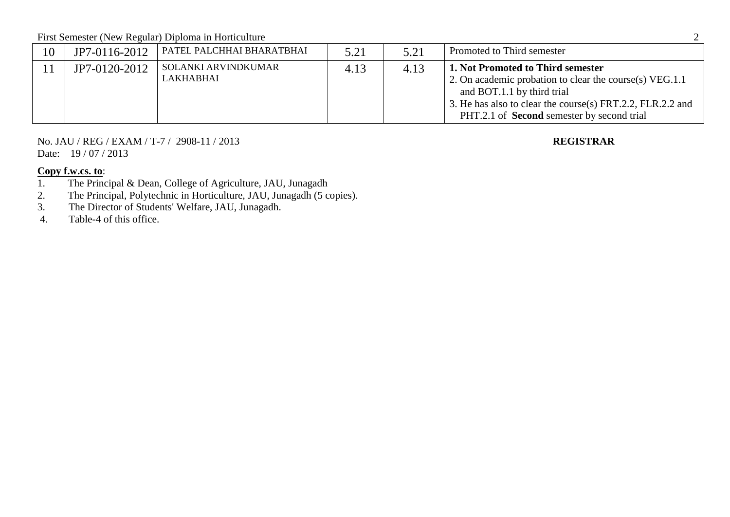First Semester (New Regular) Diploma in Horticulture

| | | | | | |
|---|---|---|---|---|---|
| 10 | JP7-0116-2012 | PATEL PALCHHAI BHARATBHAI | 5.21 | 5.21 | Promoted to Third semester |
| 11 | JP7-0120-2012 | SOLANKI ARVINDKUMAR LAKHABHAI | 4.13 | 4.13 | **1. Not Promoted to Third semester**<br>2. On academic probation to clear the course(s) VEG.1.1 and BOT.1.1 by third trial<br>3. He has also to clear the course(s) FRT.2.2, FLR.2.2 and PHT.2.1 of **Second** semester by second trial |

No. JAU / REG / EXAM / T-7 / 2908-11 / 2013

Date: 19 / 07 / 2013

**REGISTRAR**

**Copy f.w.cs. to**:

1. The Principal & Dean, College of Agriculture, JAU, Junagadh
2. The Principal, Polytechnic in Horticulture, JAU, Junagadh (5 copies).
3. The Director of Students' Welfare, JAU, Junagadh.
4. Table-4 of this office.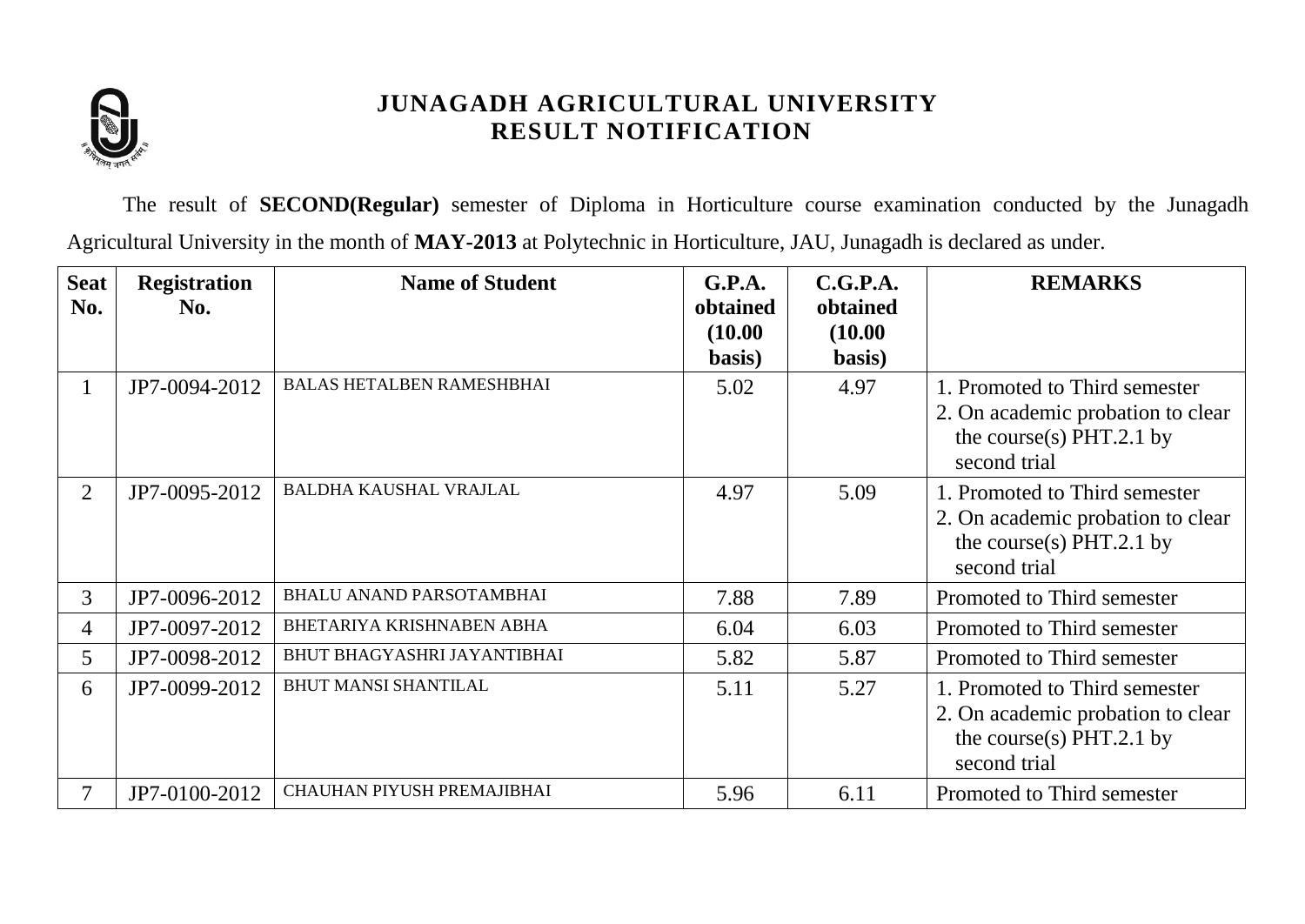# JUNAGADH AGRICULTURAL UNIVERSITY
## RESULT NOTIFICATION

The result of **SECOND(Regular)** semester of Diploma in Horticulture course examination conducted by the Junagadh Agricultural University in the month of **MAY-2013** at Polytechnic in Horticulture, JAU, Junagadh is declared as under.

| Seat No. | Registration No. | Name of Student | G.P.A. obtained (10.00 basis) | C.G.P.A. obtained (10.00 basis) | REMARKS |
|---|---|---|---|---|---|
| 1 | JP7-0094-2012 | BALAS HETALBEN RAMESHBHAI | 5.02 | 4.97 | 1. Promoted to Third semester 2. On academic probation to clear the course(s) PHT.2.1 by second trial |
| 2 | JP7-0095-2012 | BALDHA KAUSHAL VRAJLAL | 4.97 | 5.09 | 1. Promoted to Third semester 2. On academic probation to clear the course(s) PHT.2.1 by second trial |
| 3 | JP7-0096-2012 | BHALU ANAND PARSOTAMBHAI | 7.88 | 7.89 | Promoted to Third semester |
| 4 | JP7-0097-2012 | BHETARIYA KRISHNABEN ABHA | 6.04 | 6.03 | Promoted to Third semester |
| 5 | JP7-0098-2012 | BHUT BHAGYASHRI JAYANTIBHAI | 5.82 | 5.87 | Promoted to Third semester |
| 6 | JP7-0099-2012 | BHUT MANSI SHANTILAL | 5.11 | 5.27 | 1. Promoted to Third semester 2. On academic probation to clear the course(s) PHT.2.1 by second trial |
| 7 | JP7-0100-2012 | CHAUHAN PIYUSH PREMAJIBHAI | 5.96 | 6.11 | Promoted to Third semester |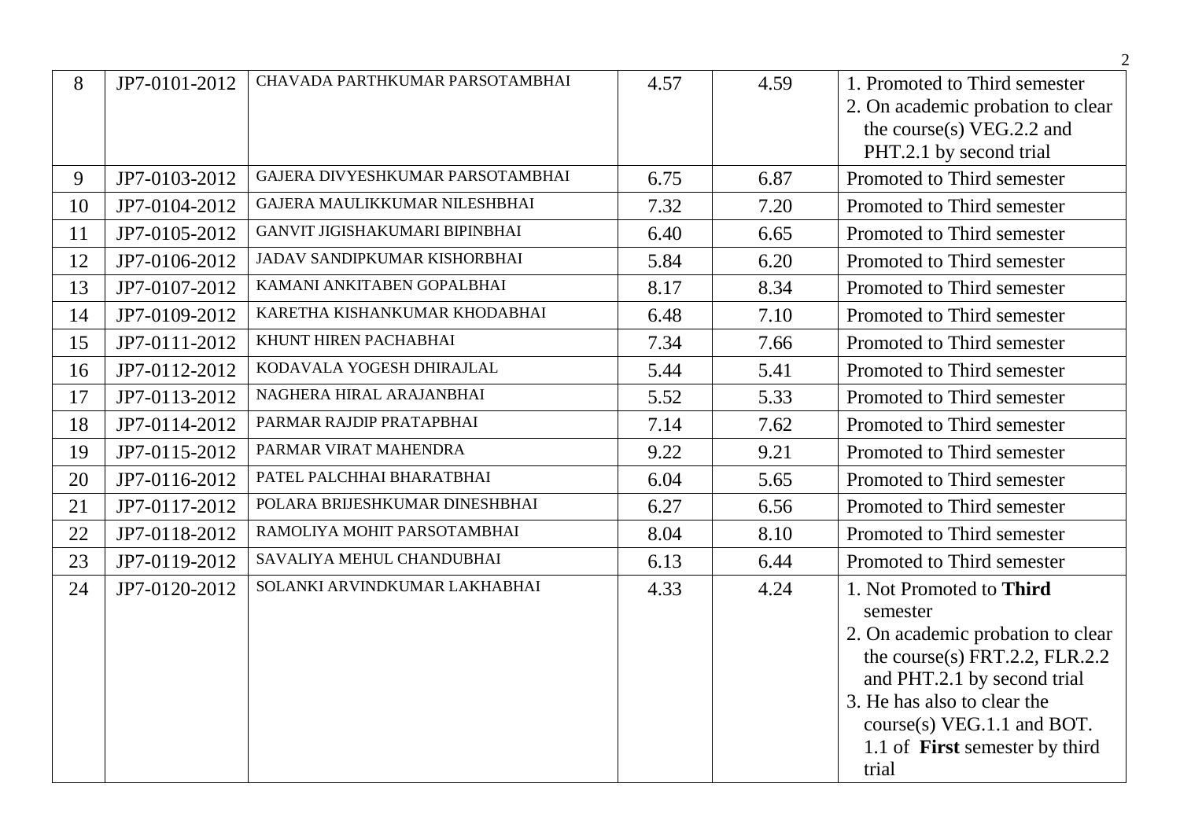| | | | | | |
|---|---|---|---|---|---|
| 8 | JP7-0101-2012 | CHAVADA PARTHKUMAR PARSOTAMBHAI | 4.57 | 4.59 | 1. Promoted to Third semester<br>2. On academic probation to clear the course(s) VEG.2.2 and PHT.2.1 by second trial |
| 9 | JP7-0103-2012 | GAJERA DIVYESHKUMAR PARSOTAMBHAI | 6.75 | 6.87 | Promoted to Third semester |
| 10 | JP7-0104-2012 | GAJERA MAULIKKUMAR NILESHBHAI | 7.32 | 7.20 | Promoted to Third semester |
| 11 | JP7-0105-2012 | GANVIT JIGISHAKUMARI BIPINBHAI | 6.40 | 6.65 | Promoted to Third semester |
| 12 | JP7-0106-2012 | JADAV SANDIPKUMAR KISHORBHAI | 5.84 | 6.20 | Promoted to Third semester |
| 13 | JP7-0107-2012 | KAMANI ANKITABEN GOPALBHAI | 8.17 | 8.34 | Promoted to Third semester |
| 14 | JP7-0109-2012 | KARETHA KISHANKUMAR KHODABHAI | 6.48 | 7.10 | Promoted to Third semester |
| 15 | JP7-0111-2012 | KHUNT HIREN PACHABHAI | 7.34 | 7.66 | Promoted to Third semester |
| 16 | JP7-0112-2012 | KODAVALA YOGESH DHIRAJLAL | 5.44 | 5.41 | Promoted to Third semester |
| 17 | JP7-0113-2012 | NAGHERA HIRAL ARAJANBHAI | 5.52 | 5.33 | Promoted to Third semester |
| 18 | JP7-0114-2012 | PARMAR RAJDIP PRATAPBHAI | 7.14 | 7.62 | Promoted to Third semester |
| 19 | JP7-0115-2012 | PARMAR VIRAT MAHENDRA | 9.22 | 9.21 | Promoted to Third semester |
| 20 | JP7-0116-2012 | PATEL PALCHHAI BHARATBHAI | 6.04 | 5.65 | Promoted to Third semester |
| 21 | JP7-0117-2012 | POLARA BRIJESHKUMAR DINESHBHAI | 6.27 | 6.56 | Promoted to Third semester |
| 22 | JP7-0118-2012 | RAMOLIYA MOHIT PARSOTAMBHAI | 8.04 | 8.10 | Promoted to Third semester |
| 23 | JP7-0119-2012 | SAVALIYA MEHUL CHANDUBHAI | 6.13 | 6.44 | Promoted to Third semester |
| 24 | JP7-0120-2012 | SOLANKI ARVINDKUMAR LAKHABHAI | 4.33 | 4.24 | 1. Not Promoted to **Third** semester<br>2. On academic probation to clear the course(s) FRT.2.2, FLR.2.2 and PHT.2.1 by second trial<br>3. He has also to clear the course(s) VEG.1.1 and BOT. 1.1 of **First** semester by third trial |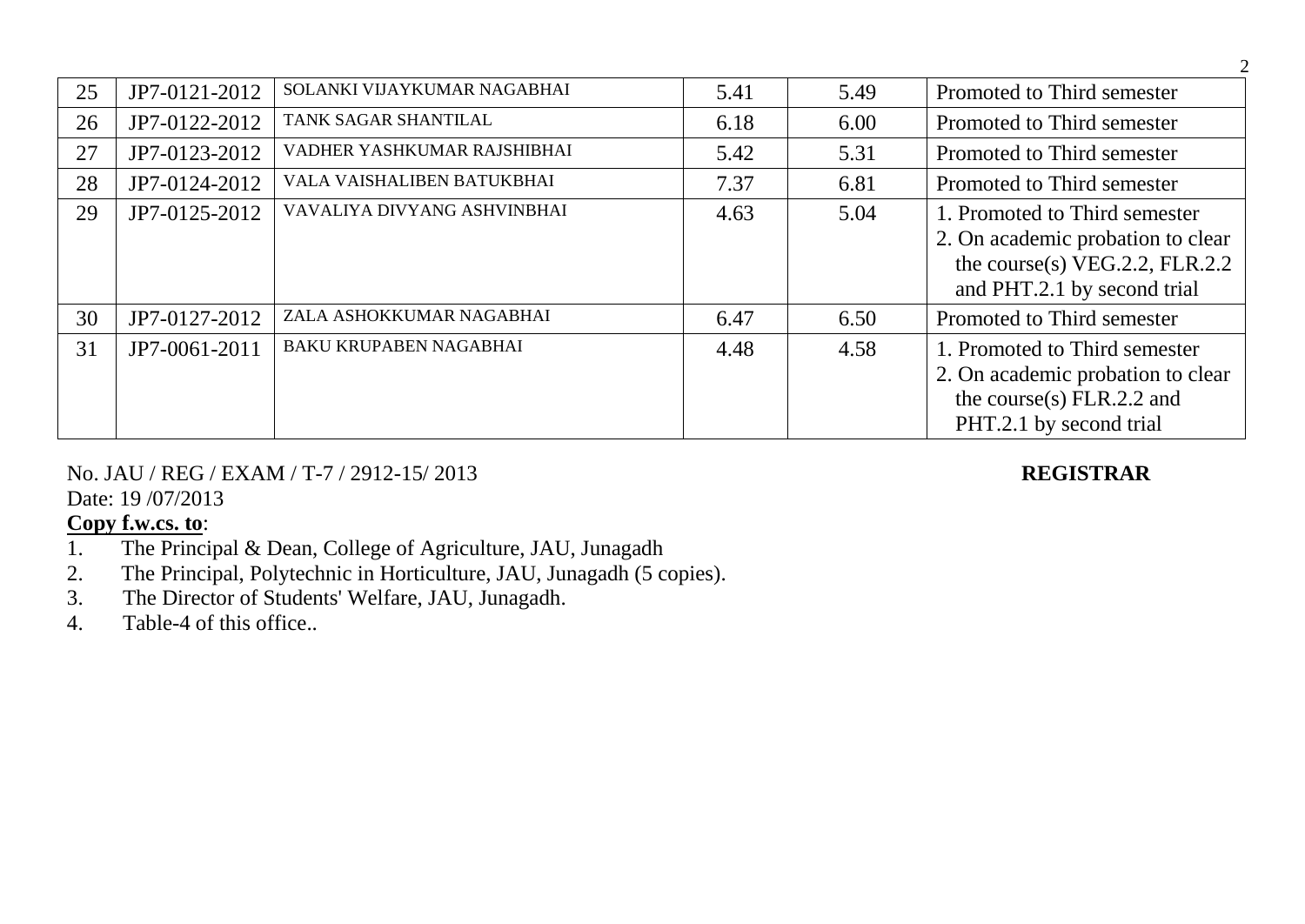| 25 | JP7-0121-2012 | SOLANKI VIJAYKUMAR NAGABHAI | 5.41 | 5.49 | Promoted to Third semester |
|---|---|---|---|---|---|
| 26 | JP7-0122-2012 | TANK SAGAR SHANTILAL | 6.18 | 6.00 | Promoted to Third semester |
| 27 | JP7-0123-2012 | VADHER YASHKUMAR RAJSHIBHAI | 5.42 | 5.31 | Promoted to Third semester |
| 28 | JP7-0124-2012 | VALA VAISHALIBEN BATUKBHAI | 7.37 | 6.81 | Promoted to Third semester |
| 29 | JP7-0125-2012 | VAVALIYA DIVYANG ASHVINBHAI | 4.63 | 5.04 | 1. Promoted to Third semester<br>2. On academic probation to clear the course(s) VEG.2.2, FLR.2.2 and PHT.2.1 by second trial |
| 30 | JP7-0127-2012 | ZALA ASHOKKUMAR NAGABHAI | 6.47 | 6.50 | Promoted to Third semester |
| 31 | JP7-0061-2011 | BAKU KRUPABEN NAGABHAI | 4.48 | 4.58 | 1. Promoted to Third semester<br>2. On academic probation to clear the course(s) FLR.2.2 and PHT.2.1 by second trial |

No. JAU / REG / EXAM / T-7 / 2912-15/ 2013 **REGISTRAR**

Date: 19 /07/2013

**Copy f.w.cs. to**:

1. The Principal & Dean, College of Agriculture, JAU, Junagadh
2. The Principal, Polytechnic in Horticulture, JAU, Junagadh (5 copies).
3. The Director of Students' Welfare, JAU, Junagadh.
4. Table-4 of this office..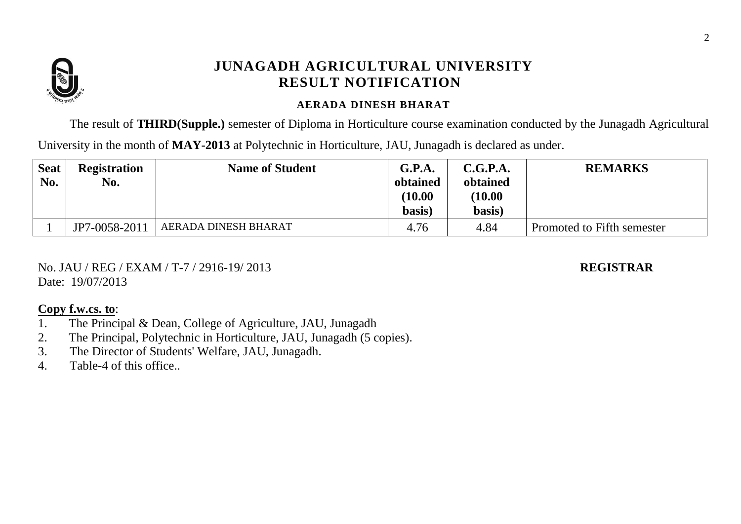# JUNAGADH AGRICULTURAL UNIVERSITY
# RESULT NOTIFICATION

**AERADA DINESH BHARAT**

The result of **THIRD(Supple.)** semester of Diploma in Horticulture course examination conducted by the Junagadh Agricultural University in the month of **MAY-2013** at Polytechnic in Horticulture, JAU, Junagadh is declared as under.

| Seat No. | Registration No. | Name of Student | G.P.A. obtained (10.00 basis) | C.G.P.A. obtained (10.00 basis) | REMARKS |
|---|---|---|---|---|---|
| 1 | JP7-0058-2011 | AERADA DINESH BHARAT | 4.76 | 4.84 | Promoted to Fifth semester |

No. JAU / REG / EXAM / T-7 / 2916-19/ 2013

Date: 19/07/2013

**REGISTRAR**

**Copy f.w.cs. to**:

1. The Principal & Dean, College of Agriculture, JAU, Junagadh
2. The Principal, Polytechnic in Horticulture, JAU, Junagadh (5 copies).
3. The Director of Students' Welfare, JAU, Junagadh.
4. Table-4 of this office..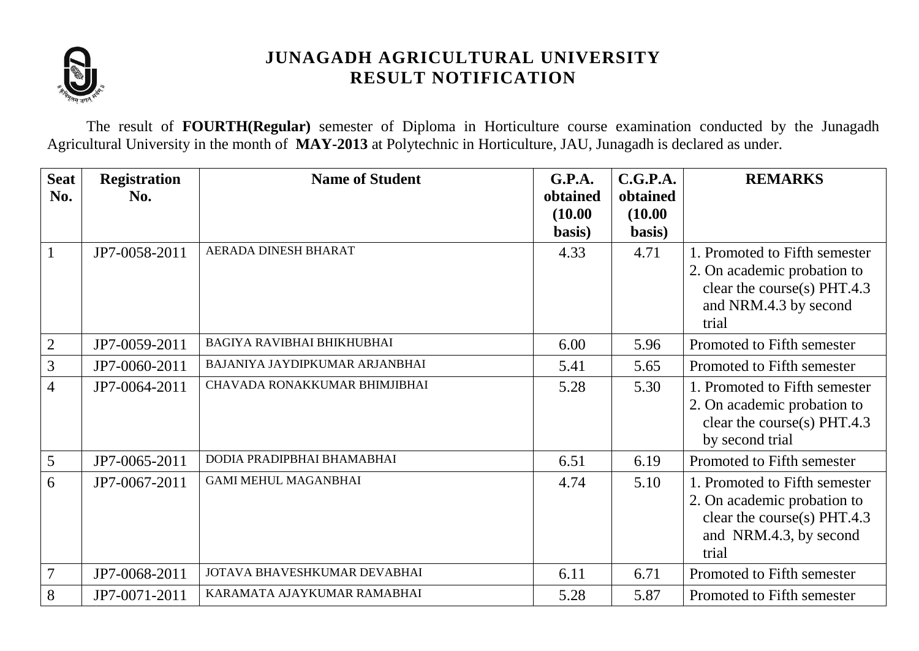# JUNAGADH AGRICULTURAL UNIVERSITY
## RESULT NOTIFICATION

The result of **FOURTH(Regular)** semester of Diploma in Horticulture course examination conducted by the Junagadh Agricultural University in the month of **MAY-2013** at Polytechnic in Horticulture, JAU, Junagadh is declared as under.

| Seat No. | Registration No. | Name of Student | G.P.A. obtained (10.00 basis) | C.G.P.A. obtained (10.00 basis) | REMARKS |
|---|---|---|---|---|---|
| 1 | JP7-0058-2011 | AERADA DINESH BHARAT | 4.33 | 4.71 | 1. Promoted to Fifth semester 2. On academic probation to clear the course(s) PHT.4.3 and NRM.4.3 by second trial |
| 2 | JP7-0059-2011 | BAGIYA RAVIBHAI BHIKHUBHAI | 6.00 | 5.96 | Promoted to Fifth semester |
| 3 | JP7-0060-2011 | BAJANIYA JAYDIPKUMAR ARJANBHAI | 5.41 | 5.65 | Promoted to Fifth semester |
| 4 | JP7-0064-2011 | CHAVADA RONAKKUMAR BHIMJIBHAI | 5.28 | 5.30 | 1. Promoted to Fifth semester 2. On academic probation to clear the course(s) PHT.4.3 by second trial |
| 5 | JP7-0065-2011 | DODIA PRADIPBHAI BHAMABHAI | 6.51 | 6.19 | Promoted to Fifth semester |
| 6 | JP7-0067-2011 | GAMI MEHUL MAGANBHAI | 4.74 | 5.10 | 1. Promoted to Fifth semester 2. On academic probation to clear the course(s) PHT.4.3 and NRM.4.3, by second trial |
| 7 | JP7-0068-2011 | JOTAVA BHAVESHKUMAR DEVABHAI | 6.11 | 6.71 | Promoted to Fifth semester |
| 8 | JP7-0071-2011 | KARAMATA AJAYKUMAR RAMABHAI | 5.28 | 5.87 | Promoted to Fifth semester |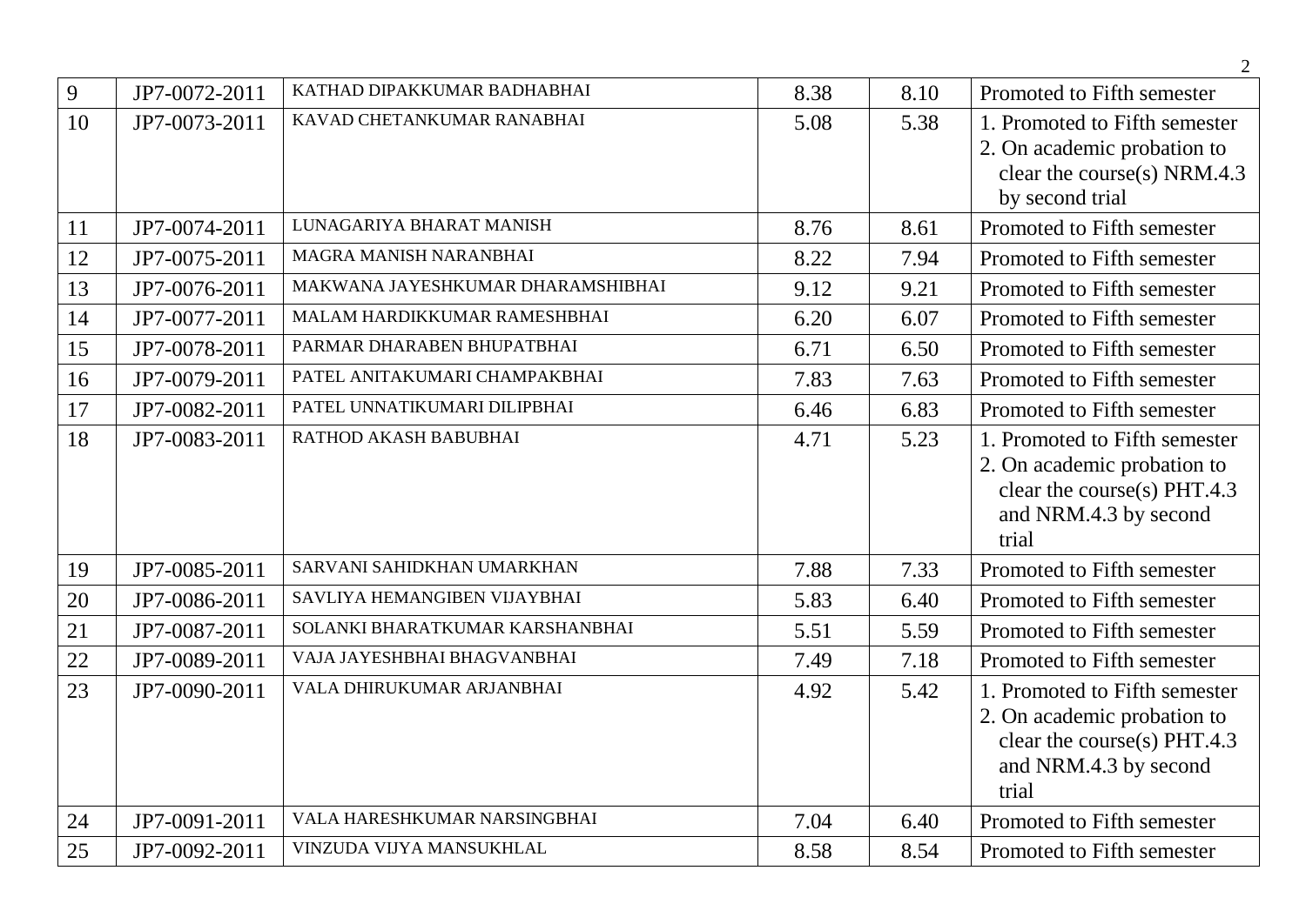| 9 | JP7-0072-2011 | KATHAD DIPAKKUMAR BADHABHAI | 8.38 | 8.10 | Promoted to Fifth semester |
|---|---|---|---|---|---|
| 10 | JP7-0073-2011 | KAVAD CHETANKUMAR RANABHAI | 5.08 | 5.38 | 1. Promoted to Fifth semester 2. On academic probation to clear the course(s) NRM.4.3 by second trial |
| 11 | JP7-0074-2011 | LUNAGARIYA BHARAT MANISH | 8.76 | 8.61 | Promoted to Fifth semester |
| 12 | JP7-0075-2011 | MAGRA MANISH NARANBHAI | 8.22 | 7.94 | Promoted to Fifth semester |
| 13 | JP7-0076-2011 | MAKWANA JAYESHKUMAR DHARAMSHIBHAI | 9.12 | 9.21 | Promoted to Fifth semester |
| 14 | JP7-0077-2011 | MALAM HARDIKKUMAR RAMESHBHAI | 6.20 | 6.07 | Promoted to Fifth semester |
| 15 | JP7-0078-2011 | PARMAR DHARABEN BHUPATBHAI | 6.71 | 6.50 | Promoted to Fifth semester |
| 16 | JP7-0079-2011 | PATEL ANITAKUMARI CHAMPAKBHAI | 7.83 | 7.63 | Promoted to Fifth semester |
| 17 | JP7-0082-2011 | PATEL UNNATIKUMARI DILIPBHAI | 6.46 | 6.83 | Promoted to Fifth semester |
| 18 | JP7-0083-2011 | RATHOD AKASH BABUBHAI | 4.71 | 5.23 | 1. Promoted to Fifth semester 2. On academic probation to clear the course(s) PHT.4.3 and NRM.4.3 by second trial |
| 19 | JP7-0085-2011 | SARVANI SAHIDKHAN UMARKHAN | 7.88 | 7.33 | Promoted to Fifth semester |
| 20 | JP7-0086-2011 | SAVLIYA HEMANGIBEN VIJAYBHAI | 5.83 | 6.40 | Promoted to Fifth semester |
| 21 | JP7-0087-2011 | SOLANKI BHARATKUMAR KARSHANBHAI | 5.51 | 5.59 | Promoted to Fifth semester |
| 22 | JP7-0089-2011 | VAJA JAYESHBHAI BHAGVANBHAI | 7.49 | 7.18 | Promoted to Fifth semester |
| 23 | JP7-0090-2011 | VALA DHIRUKUMAR ARJANBHAI | 4.92 | 5.42 | 1. Promoted to Fifth semester 2. On academic probation to clear the course(s) PHT.4.3 and NRM.4.3 by second trial |
| 24 | JP7-0091-2011 | VALA HARESHKUMAR NARSINGBHAI | 7.04 | 6.40 | Promoted to Fifth semester |
| 25 | JP7-0092-2011 | VINZUDA VIJYA MANSUKHLAL | 8.58 | 8.54 | Promoted to Fifth semester |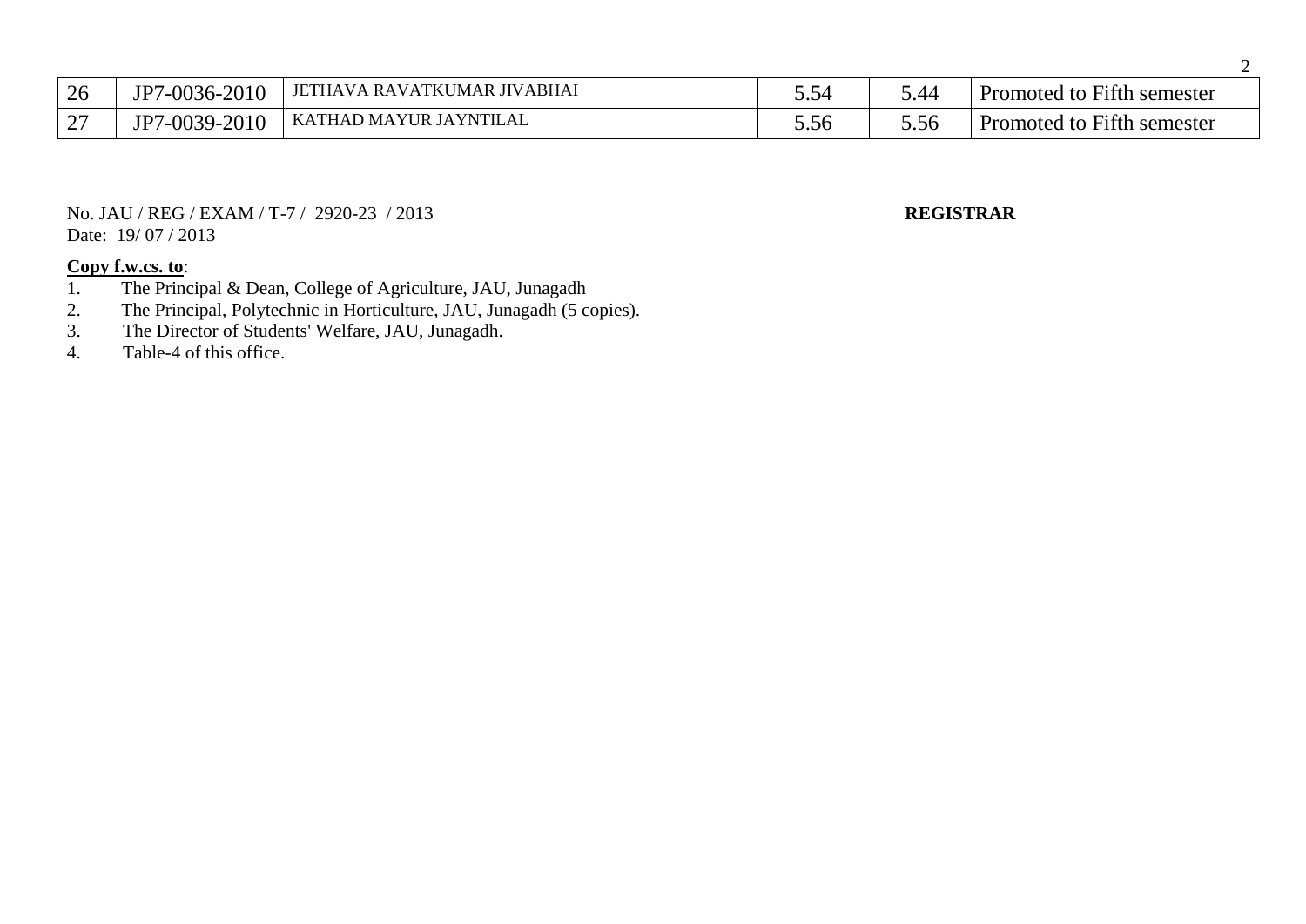| | | | | | |
|---|---|---|---|---|---|
| 26 | JP7-0036-2010 | JETHAVA RAVATKUMAR JIVABHAI | 5.54 | 5.44 | Promoted to Fifth semester |
| 27 | JP7-0039-2010 | KATHAD MAYUR JAYNTILAL | 5.56 | 5.56 | Promoted to Fifth semester |

No. JAU / REG / EXAM / T-7 / 2920-23 / 2013 **REGISTRAR**
Date: 19/ 07 / 2013

**Copy f.w.cs. to**:

1. The Principal & Dean, College of Agriculture, JAU, Junagadh
2. The Principal, Polytechnic in Horticulture, JAU, Junagadh (5 copies).
3. The Director of Students' Welfare, JAU, Junagadh.
4. Table-4 of this office.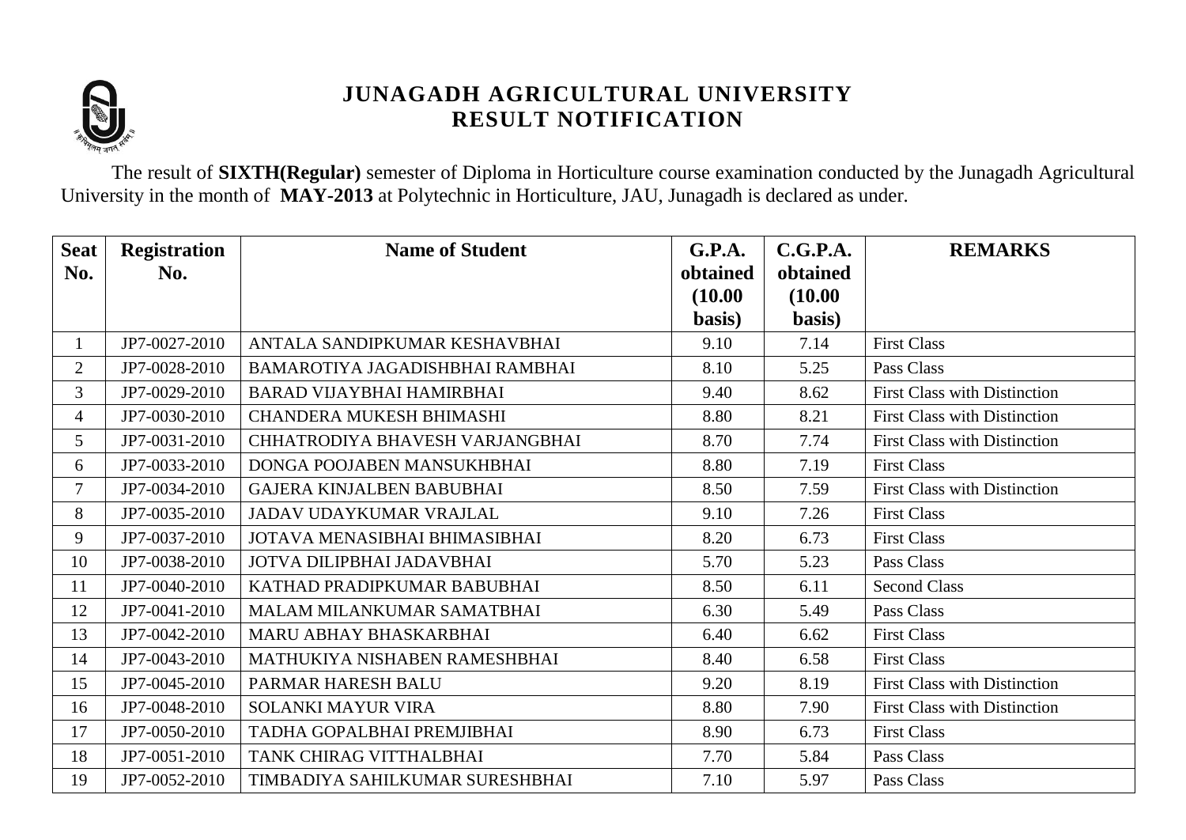# JUNAGADH AGRICULTURAL UNIVERSITY
## RESULT NOTIFICATION

The result of **SIXTH(Regular)** semester of Diploma in Horticulture course examination conducted by the Junagadh Agricultural University in the month of **MAY-2013** at Polytechnic in Horticulture, JAU, Junagadh is declared as under.

| Seat No. | Registration No. | Name of Student | G.P.A. obtained (10.00 basis) | C.G.P.A. obtained (10.00 basis) | REMARKS |
|---|---|---|---|---|---|
| 1 | JP7-0027-2010 | ANTALA SANDIPKUMAR KESHAVBHAI | 9.10 | 7.14 | First Class |
| 2 | JP7-0028-2010 | BAMAROTIYA JAGADISHBHAI RAMBHAI | 8.10 | 5.25 | Pass Class |
| 3 | JP7-0029-2010 | BARAD VIJAYBHAI HAMIRBHAI | 9.40 | 8.62 | First Class with Distinction |
| 4 | JP7-0030-2010 | CHANDERA MUKESH BHIMASHI | 8.80 | 8.21 | First Class with Distinction |
| 5 | JP7-0031-2010 | CHHATRODIYA BHAVESH VARJANGBHAI | 8.70 | 7.74 | First Class with Distinction |
| 6 | JP7-0033-2010 | DONGA POOJABEN MANSUKHBHAI | 8.80 | 7.19 | First Class |
| 7 | JP7-0034-2010 | GAJERA KINJALBEN BABUBHAI | 8.50 | 7.59 | First Class with Distinction |
| 8 | JP7-0035-2010 | JADAV UDAYKUMAR VRAJLAL | 9.10 | 7.26 | First Class |
| 9 | JP7-0037-2010 | JOTAVA MENASIBHAI BHIMASIBHAI | 8.20 | 6.73 | First Class |
| 10 | JP7-0038-2010 | JOTVA DILIPBHAI JADAVBHAI | 5.70 | 5.23 | Pass Class |
| 11 | JP7-0040-2010 | KATHAD PRADIPKUMAR BABUBHAI | 8.50 | 6.11 | Second Class |
| 12 | JP7-0041-2010 | MALAM MILANKUMAR SAMATBHAI | 6.30 | 5.49 | Pass Class |
| 13 | JP7-0042-2010 | MARU ABHAY BHASKARBHAI | 6.40 | 6.62 | First Class |
| 14 | JP7-0043-2010 | MATHUKIYA NISHABEN RAMESHBHAI | 8.40 | 6.58 | First Class |
| 15 | JP7-0045-2010 | PARMAR HARESH BALU | 9.20 | 8.19 | First Class with Distinction |
| 16 | JP7-0048-2010 | SOLANKI MAYUR VIRA | 8.80 | 7.90 | First Class with Distinction |
| 17 | JP7-0050-2010 | TADHA GOPALBHAI PREMJIBHAI | 8.90 | 6.73 | First Class |
| 18 | JP7-0051-2010 | TANK CHIRAG VITTHALBHAI | 7.70 | 5.84 | Pass Class |
| 19 | JP7-0052-2010 | TIMBADIYA SAHILKUMAR SURESHBHAI | 7.10 | 5.97 | Pass Class |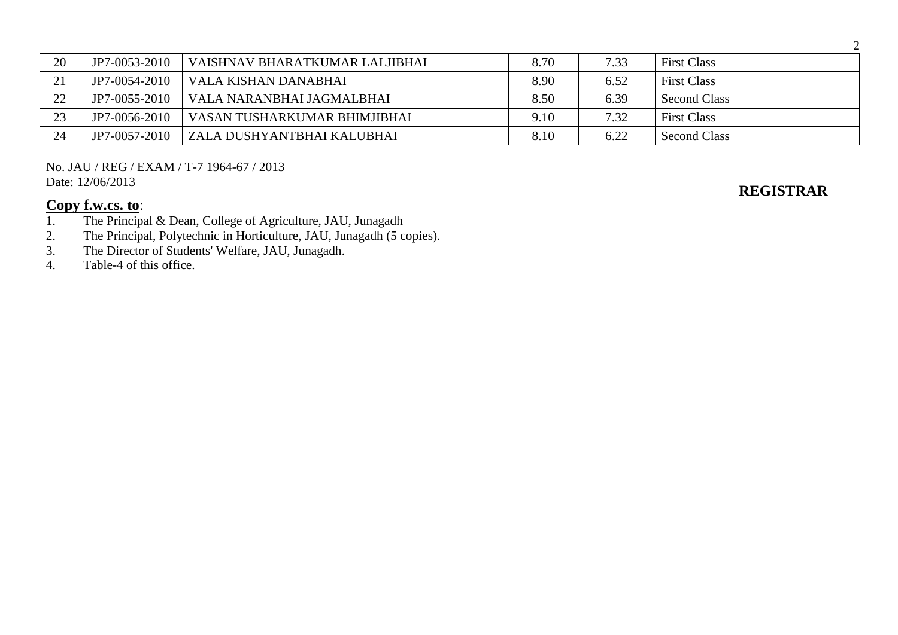| 20 | JP7-0053-2010 | VAISHNAV BHARATKUMAR LALJIBHAI | 8.70 | 7.33 | First Class |
|---|---|---|---|---|---|
| 21 | JP7-0054-2010 | VALA KISHAN DANABHAI | 8.90 | 6.52 | First Class |
| 22 | JP7-0055-2010 | VALA NARANBHAI JAGMALBHAI | 8.50 | 6.39 | Second Class |
| 23 | JP7-0056-2010 | VASAN TUSHARKUMAR BHIMJIBHAI | 9.10 | 7.32 | First Class |
| 24 | JP7-0057-2010 | ZALA DUSHYANTBHAI KALUBHAI | 8.10 | 6.22 | Second Class |

No. JAU / REG / EXAM / T-7 1964-67 / 2013
Date: 12/06/2013

**REGISTRAR**

**Copy f.w.cs. to**:

1. The Principal & Dean, College of Agriculture, JAU, Junagadh
2. The Principal, Polytechnic in Horticulture, JAU, Junagadh (5 copies).
3. The Director of Students' Welfare, JAU, Junagadh.
4. Table-4 of this office.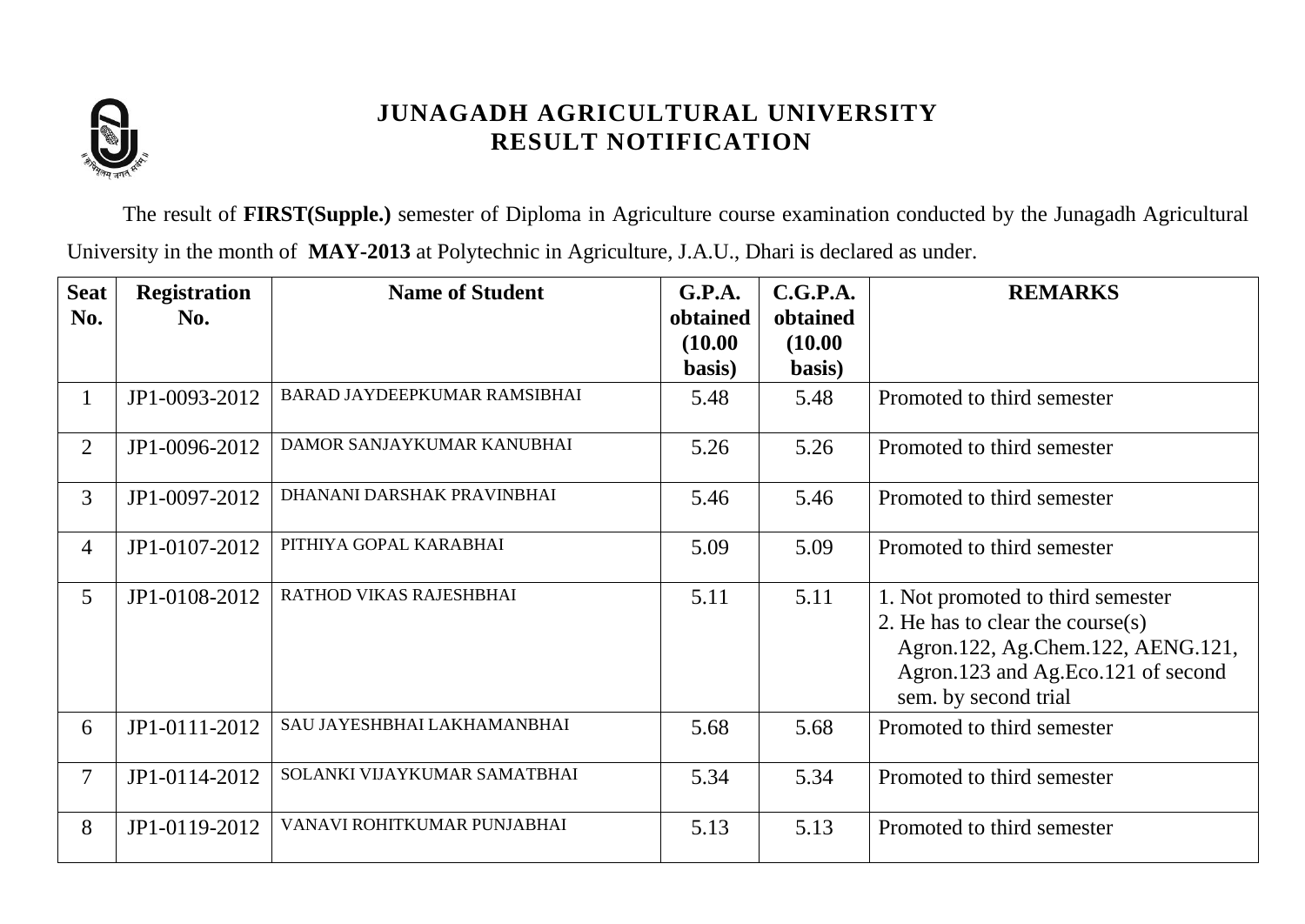# JUNAGADH AGRICULTURAL UNIVERSITY
## RESULT NOTIFICATION

The result of **FIRST(Supple.)** semester of Diploma in Agriculture course examination conducted by the Junagadh Agricultural University in the month of **MAY-2013** at Polytechnic in Agriculture, J.A.U., Dhari is declared as under.

| Seat No. | Registration No. | Name of Student | G.P.A. obtained (10.00 basis) | C.G.P.A. obtained (10.00 basis) | REMARKS |
|---|---|---|---|---|---|
| 1 | JP1-0093-2012 | BARAD JAYDEEPKUMAR RAMSIBHAI | 5.48 | 5.48 | Promoted to third semester |
| 2 | JP1-0096-2012 | DAMOR SANJAYKUMAR KANUBHAI | 5.26 | 5.26 | Promoted to third semester |
| 3 | JP1-0097-2012 | DHANANI DARSHAK PRAVINBHAI | 5.46 | 5.46 | Promoted to third semester |
| 4 | JP1-0107-2012 | PITHIYA GOPAL KARABHAI | 5.09 | 5.09 | Promoted to third semester |
| 5 | JP1-0108-2012 | RATHOD VIKAS RAJESHBHAI | 5.11 | 5.11 | 1. Not promoted to third semester<br>2. He has to clear the course(s) Agron.122, Ag.Chem.122, AENG.121, Agron.123 and Ag.Eco.121 of second sem. by second trial |
| 6 | JP1-0111-2012 | SAU JAYESHBHAI LAKHAMANBHAI | 5.68 | 5.68 | Promoted to third semester |
| 7 | JP1-0114-2012 | SOLANKI VIJAYKUMAR SAMATBHAI | 5.34 | 5.34 | Promoted to third semester |
| 8 | JP1-0119-2012 | VANAVI ROHITKUMAR PUNJABHAI | 5.13 | 5.13 | Promoted to third semester |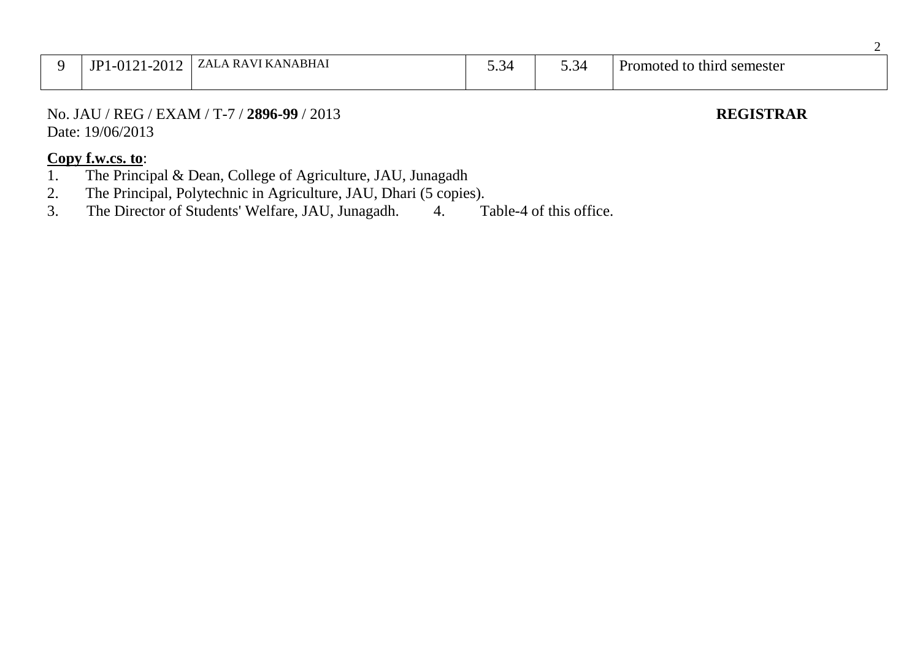| 9 | JP1-0121-2012 | ZALA RAVI KANABHAI | 5.34 | 5.34 | Promoted to third semester |
|---|---|---|---|---|---|

No. JAU / REG / EXAM / T-7 / **2896-99** / 2013 **REGISTRAR**
Date: 19/06/2013

**Copy f.w.cs. to**:
1. The Principal & Dean, College of Agriculture, JAU, Junagadh
2. The Principal, Polytechnic in Agriculture, JAU, Dhari (5 copies).
3. The Director of Students' Welfare, JAU, Junagadh.
4. Table-4 of this office.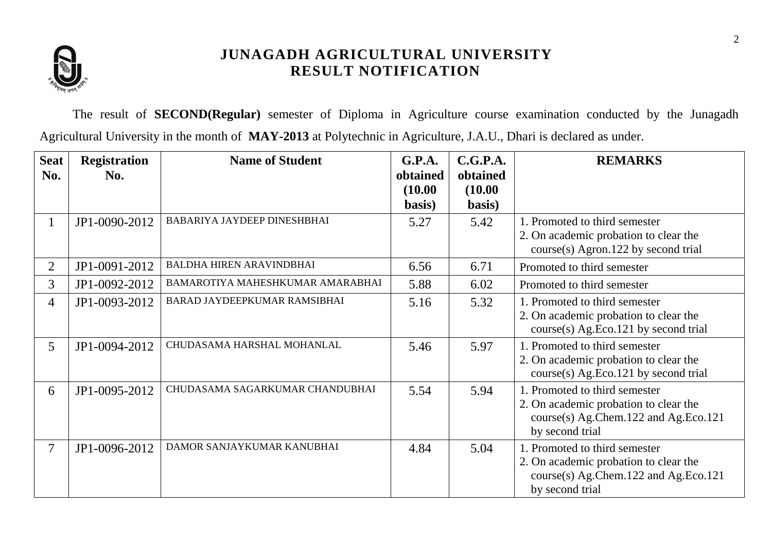# JUNAGADH AGRICULTURAL UNIVERSITY
## RESULT NOTIFICATION

The result of **SECOND(Regular)** semester of Diploma in Agriculture course examination conducted by the Junagadh Agricultural University in the month of **MAY-2013** at Polytechnic in Agriculture, J.A.U., Dhari is declared as under.

| Seat No. | Registration No. | Name of Student | G.P.A. obtained (10.00 basis) | C.G.P.A. obtained (10.00 basis) | REMARKS |
|---|---|---|---|---|---|
| 1 | JP1-0090-2012 | BABARIYA JAYDEEP DINESHBHAI | 5.27 | 5.42 | 1. Promoted to third semester<br>2. On academic probation to clear the course(s) Agron.122 by second trial |
| 2 | JP1-0091-2012 | BALDHA HIREN ARAVINDBHAI | 6.56 | 6.71 | Promoted to third semester |
| 3 | JP1-0092-2012 | BAMAROTIYA MAHESHKUMAR AMARABHAI | 5.88 | 6.02 | Promoted to third semester |
| 4 | JP1-0093-2012 | BARAD JAYDEEPKUMAR RAMSIBHAI | 5.16 | 5.32 | 1. Promoted to third semester<br>2. On academic probation to clear the course(s) Ag.Eco.121 by second trial |
| 5 | JP1-0094-2012 | CHUDASAMA HARSHAL MOHANLAL | 5.46 | 5.97 | 1. Promoted to third semester<br>2. On academic probation to clear the course(s) Ag.Eco.121 by second trial |
| 6 | JP1-0095-2012 | CHUDASAMA SAGARKUMAR CHANDUBHAI | 5.54 | 5.94 | 1. Promoted to third semester<br>2. On academic probation to clear the course(s) Ag.Chem.122 and Ag.Eco.121 by second trial |
| 7 | JP1-0096-2012 | DAMOR SANJAYKUMAR KANUBHAI | 4.84 | 5.04 | 1. Promoted to third semester<br>2. On academic probation to clear the course(s) Ag.Chem.122 and Ag.Eco.121 by second trial |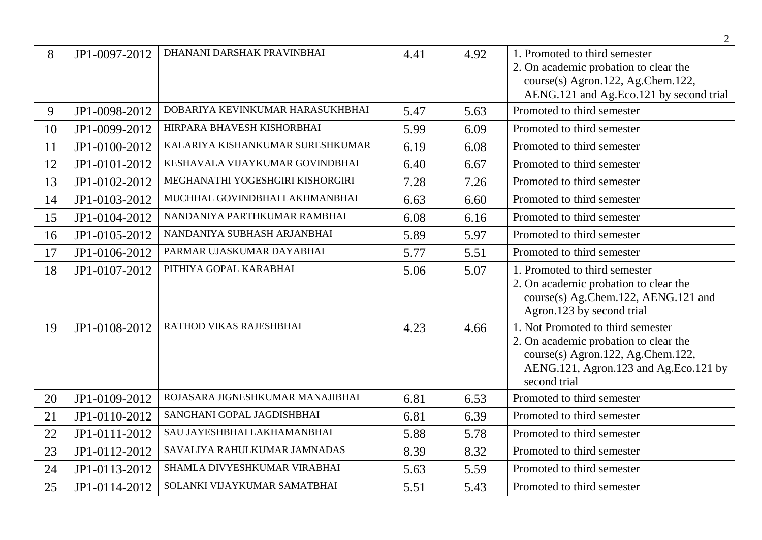| 8 | JP1-0097-2012 | DHANANI DARSHAK PRAVINBHAI | 4.41 | 4.92 | 1. Promoted to third semester<br>2. On academic probation to clear the course(s) Agron.122, Ag.Chem.122, AENG.121 and Ag.Eco.121 by second trial |
|---|---|---|---|---|---|
| 9 | JP1-0098-2012 | DOBARIYA KEVINKUMAR HARASUKHBHAI | 5.47 | 5.63 | Promoted to third semester |
| 10 | JP1-0099-2012 | HIRPARA BHAVESH KISHORBHAI | 5.99 | 6.09 | Promoted to third semester |
| 11 | JP1-0100-2012 | KALARIYA KISHANKUMAR SURESHKUMAR | 6.19 | 6.08 | Promoted to third semester |
| 12 | JP1-0101-2012 | KESHAVALA VIJAYKUMAR GOVINDBHAI | 6.40 | 6.67 | Promoted to third semester |
| 13 | JP1-0102-2012 | MEGHANATHI YOGESHGIRI KISHORGIRI | 7.28 | 7.26 | Promoted to third semester |
| 14 | JP1-0103-2012 | MUCHHAL GOVINDBHAI LAKHMANBHAI | 6.63 | 6.60 | Promoted to third semester |
| 15 | JP1-0104-2012 | NANDANIYA PARTHKUMAR RAMBHAI | 6.08 | 6.16 | Promoted to third semester |
| 16 | JP1-0105-2012 | NANDANIYA SUBHASH ARJANBHAI | 5.89 | 5.97 | Promoted to third semester |
| 17 | JP1-0106-2012 | PARMAR UJASKUMAR DAYABHAI | 5.77 | 5.51 | Promoted to third semester |
| 18 | JP1-0107-2012 | PITHIYA GOPAL KARABHAI | 5.06 | 5.07 | 1. Promoted to third semester<br>2. On academic probation to clear the course(s) Ag.Chem.122, AENG.121 and Agron.123 by second trial |
| 19 | JP1-0108-2012 | RATHOD VIKAS RAJESHBHAI | 4.23 | 4.66 | 1. Not Promoted to third semester<br>2. On academic probation to clear the course(s) Agron.122, Ag.Chem.122, AENG.121, Agron.123 and Ag.Eco.121 by second trial |
| 20 | JP1-0109-2012 | ROJASARA JIGNESHKUMAR MANAJIBHAI | 6.81 | 6.53 | Promoted to third semester |
| 21 | JP1-0110-2012 | SANGHANI GOPAL JAGDISHBHAI | 6.81 | 6.39 | Promoted to third semester |
| 22 | JP1-0111-2012 | SAU JAYESHBHAI LAKHAMANBHAI | 5.88 | 5.78 | Promoted to third semester |
| 23 | JP1-0112-2012 | SAVALIYA RAHULKUMAR JAMNADAS | 8.39 | 8.32 | Promoted to third semester |
| 24 | JP1-0113-2012 | SHAMLA DIVYESHKUMAR VIRABHAI | 5.63 | 5.59 | Promoted to third semester |
| 25 | JP1-0114-2012 | SOLANKI VIJAYKUMAR SAMATBHAI | 5.51 | 5.43 | Promoted to third semester |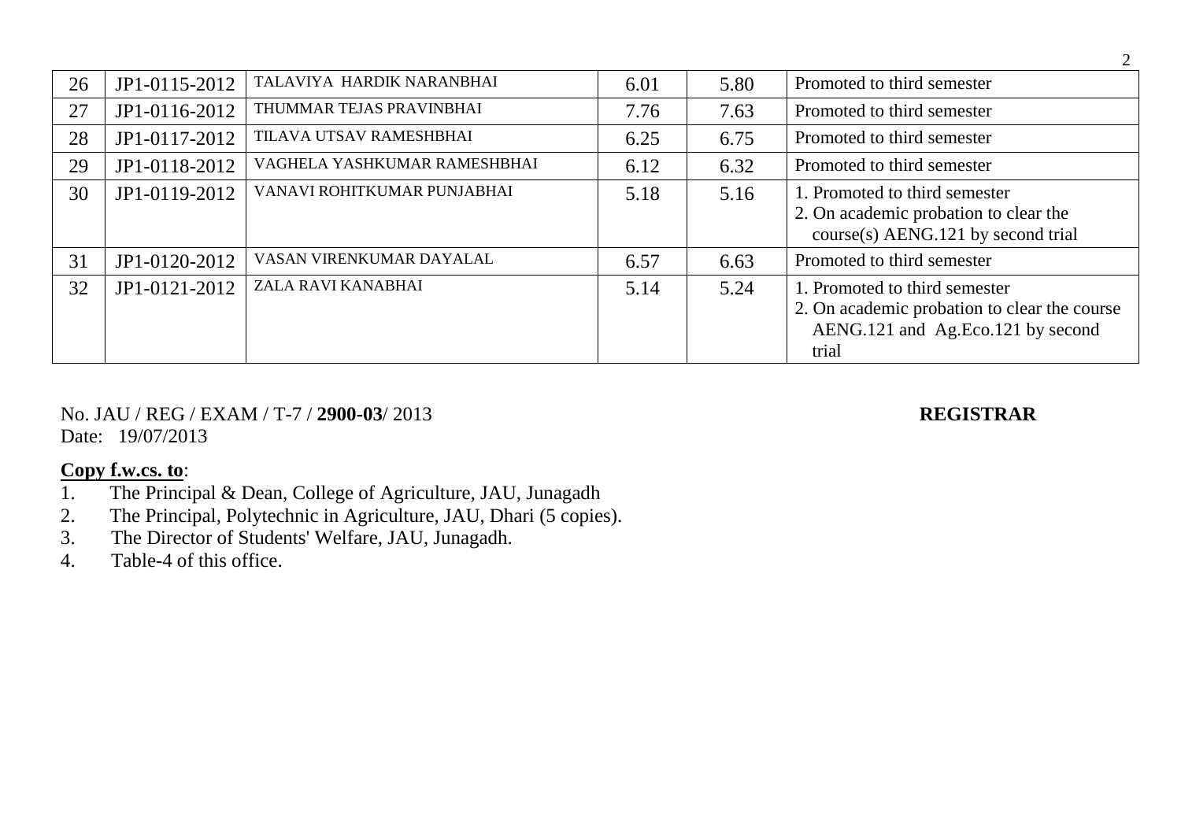| 26 | JP1-0115-2012 | TALAVIYA HARDIK NARANBHAI | 6.01 | 5.80 | Promoted to third semester |
|---|---|---|---|---|---|
| 27 | JP1-0116-2012 | THUMMAR TEJAS PRAVINBHAI | 7.76 | 7.63 | Promoted to third semester |
| 28 | JP1-0117-2012 | TILAVA UTSAV RAMESHBHAI | 6.25 | 6.75 | Promoted to third semester |
| 29 | JP1-0118-2012 | VAGHELA YASHKUMAR RAMESHBHAI | 6.12 | 6.32 | Promoted to third semester |
| 30 | JP1-0119-2012 | VANAVI ROHITKUMAR PUNJABHAI | 5.18 | 5.16 | 1. Promoted to third semester<br>2. On academic probation to clear the course(s) AENG.121 by second trial |
| 31 | JP1-0120-2012 | VASAN VIRENKUMAR DAYALAL | 6.57 | 6.63 | Promoted to third semester |
| 32 | JP1-0121-2012 | ZALA RAVI KANABHAI | 5.14 | 5.24 | 1. Promoted to third semester<br>2. On academic probation to clear the course AENG.121 and Ag.Eco.121 by second trial |

No. JAU / REG / EXAM / T-7 / **2900-03**/ 2013 **REGISTRAR**

Date: 19/07/2013

**Copy f.w.cs. to**:

1. The Principal & Dean, College of Agriculture, JAU, Junagadh
2. The Principal, Polytechnic in Agriculture, JAU, Dhari (5 copies).
3. The Director of Students' Welfare, JAU, Junagadh.
4. Table-4 of this office.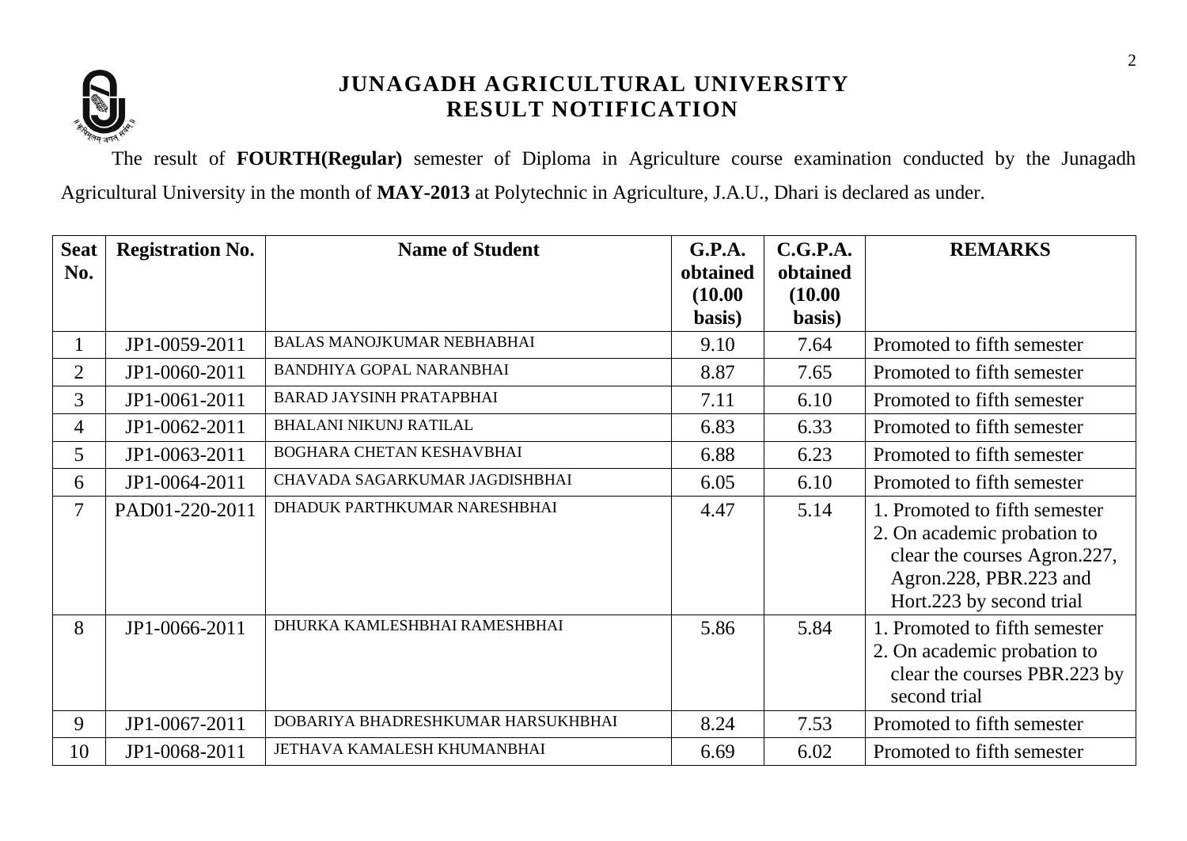# JUNAGADH AGRICULTURAL UNIVERSITY
## RESULT NOTIFICATION

The result of **FOURTH(Regular)** semester of Diploma in Agriculture course examination conducted by the Junagadh Agricultural University in the month of **MAY-2013** at Polytechnic in Agriculture, J.A.U., Dhari is declared as under.

| Seat No. | Registration No. | Name of Student | G.P.A. obtained (10.00 basis) | C.G.P.A. obtained (10.00 basis) | REMARKS |
|---|---|---|---|---|---|
| 1 | JP1-0059-2011 | BALAS MANOJKUMAR NEBHABHAI | 9.10 | 7.64 | Promoted to fifth semester |
| 2 | JP1-0060-2011 | BANDHIYA GOPAL NARANBHAI | 8.87 | 7.65 | Promoted to fifth semester |
| 3 | JP1-0061-2011 | BARAD JAYSINH PRATAPBHAI | 7.11 | 6.10 | Promoted to fifth semester |
| 4 | JP1-0062-2011 | BHALANI NIKUNJ RATILAL | 6.83 | 6.33 | Promoted to fifth semester |
| 5 | JP1-0063-2011 | BOGHARA CHETAN KESHAVBHAI | 6.88 | 6.23 | Promoted to fifth semester |
| 6 | JP1-0064-2011 | CHAVADA SAGARKUMAR JAGDISHBHAI | 6.05 | 6.10 | Promoted to fifth semester |
| 7 | PAD01-220-2011 | DHADUK PARTHKUMAR NARESHBHAI | 4.47 | 5.14 | 1. Promoted to fifth semester 2. On academic probation to clear the courses Agron.227, Agron.228, PBR.223 and Hort.223 by second trial |
| 8 | JP1-0066-2011 | DHURKA KAMLESHBHAI RAMESHBHAI | 5.86 | 5.84 | 1. Promoted to fifth semester 2. On academic probation to clear the courses PBR.223 by second trial |
| 9 | JP1-0067-2011 | DOBARIYA BHADRESHKUMAR HARSUKHBHAI | 8.24 | 7.53 | Promoted to fifth semester |
| 10 | JP1-0068-2011 | JETHAVA KAMALESH KHUMANBHAI | 6.69 | 6.02 | Promoted to fifth semester |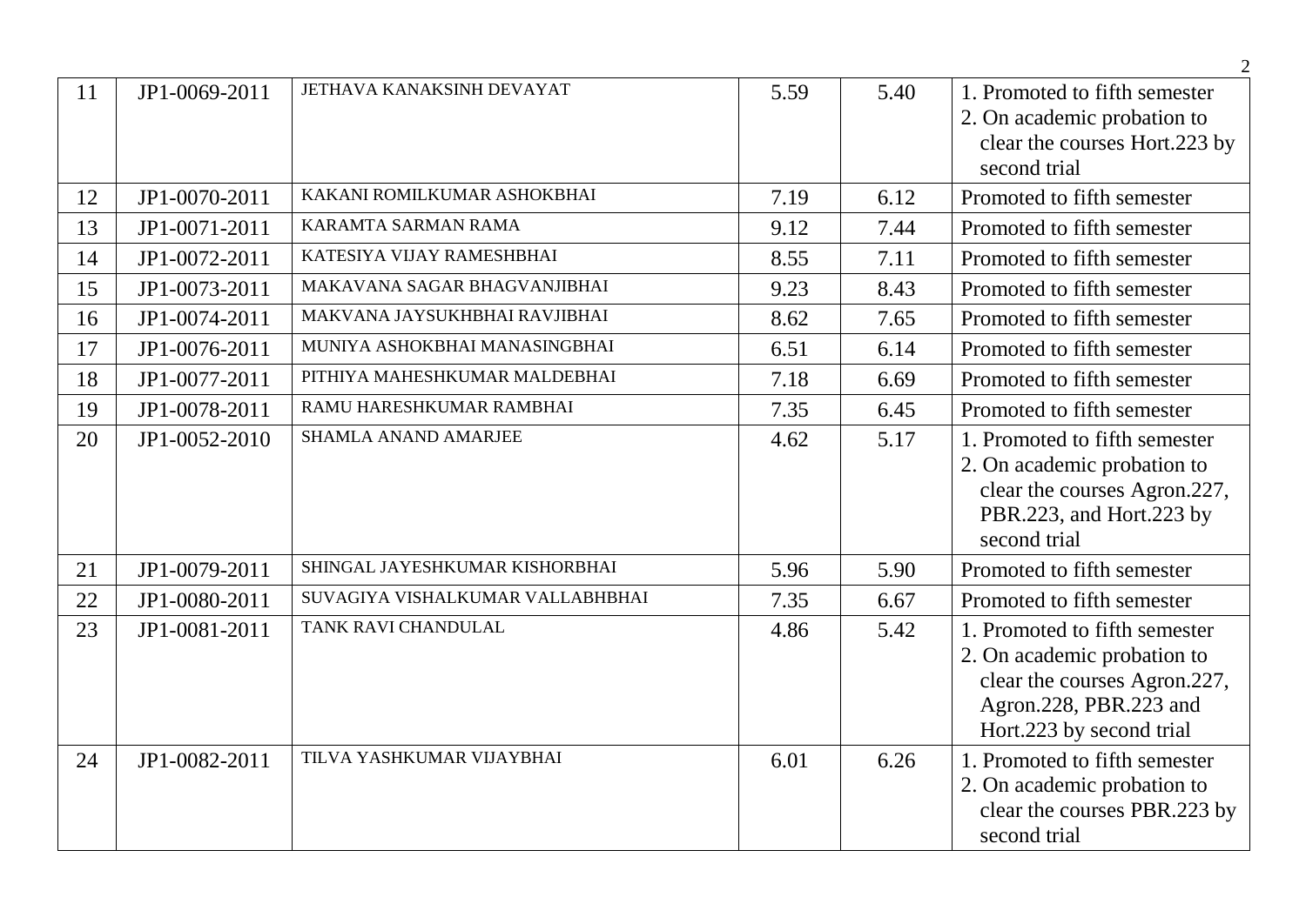| 11 | JP1-0069-2011 | JETHAVA KANAKSINH DEVAYAT | 5.59 | 5.40 | 1. Promoted to fifth semester<br>2. On academic probation to clear the courses Hort.223 by second trial |
|---|---|---|---|---|---|
| 12 | JP1-0070-2011 | KAKANI ROMILKUMAR ASHOKBHAI | 7.19 | 6.12 | Promoted to fifth semester |
| 13 | JP1-0071-2011 | KARAMTA SARMAN RAMA | 9.12 | 7.44 | Promoted to fifth semester |
| 14 | JP1-0072-2011 | KATESIYA VIJAY RAMESHBHAI | 8.55 | 7.11 | Promoted to fifth semester |
| 15 | JP1-0073-2011 | MAKAVANA SAGAR BHAGVANJIBHAI | 9.23 | 8.43 | Promoted to fifth semester |
| 16 | JP1-0074-2011 | MAKVANA JAYSUKHBHAI RAVJIBHAI | 8.62 | 7.65 | Promoted to fifth semester |
| 17 | JP1-0076-2011 | MUNIYA ASHOKBHAI MANASINGBHAI | 6.51 | 6.14 | Promoted to fifth semester |
| 18 | JP1-0077-2011 | PITHIYA MAHESHKUMAR MALDEBHAI | 7.18 | 6.69 | Promoted to fifth semester |
| 19 | JP1-0078-2011 | RAMU HARESHKUMAR RAMBHAI | 7.35 | 6.45 | Promoted to fifth semester |
| 20 | JP1-0052-2010 | SHAMLA ANAND AMARJEE | 4.62 | 5.17 | 1. Promoted to fifth semester<br>2. On academic probation to clear the courses Agron.227, PBR.223, and Hort.223 by second trial |
| 21 | JP1-0079-2011 | SHINGAL JAYESHKUMAR KISHORBHAI | 5.96 | 5.90 | Promoted to fifth semester |
| 22 | JP1-0080-2011 | SUVAGIYA VISHALKUMAR VALLABHBHAI | 7.35 | 6.67 | Promoted to fifth semester |
| 23 | JP1-0081-2011 | TANK RAVI CHANDULAL | 4.86 | 5.42 | 1. Promoted to fifth semester<br>2. On academic probation to clear the courses Agron.227, Agron.228, PBR.223 and Hort.223 by second trial |
| 24 | JP1-0082-2011 | TILVA YASHKUMAR VIJAYBHAI | 6.01 | 6.26 | 1. Promoted to fifth semester<br>2. On academic probation to clear the courses PBR.223 by second trial |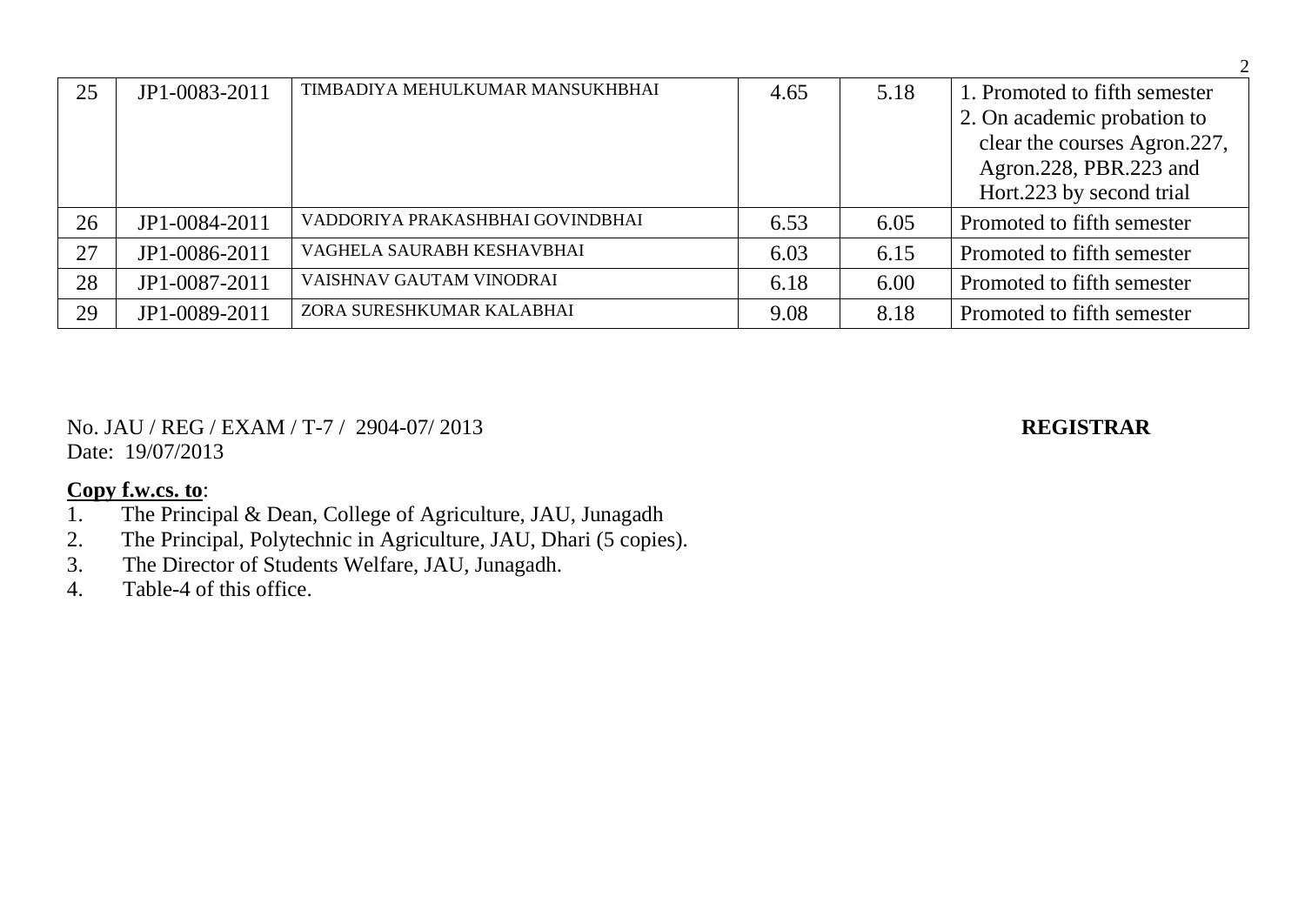| 25 | JP1-0083-2011 | TIMBADIYA MEHULKUMAR MANSUKHBHAI | 4.65 | 5.18 | 1. Promoted to fifth semester<br>2. On academic probation to clear the courses Agron.227, Agron.228, PBR.223 and Hort.223 by second trial |
|---|---|---|---|---|---|
| 26 | JP1-0084-2011 | VADDORIYA PRAKASHBHAI GOVINDBHAI | 6.53 | 6.05 | Promoted to fifth semester |
| 27 | JP1-0086-2011 | VAGHELA SAURABH KESHAVBHAI | 6.03 | 6.15 | Promoted to fifth semester |
| 28 | JP1-0087-2011 | VAISHNAV GAUTAM VINODRAI | 6.18 | 6.00 | Promoted to fifth semester |
| 29 | JP1-0089-2011 | ZORA SURESHKUMAR KALABHAI | 9.08 | 8.18 | Promoted to fifth semester |

No. JAU / REG / EXAM / T-7 / 2904-07/ 2013

Date: 19/07/2013

**REGISTRAR**

**Copy f.w.cs. to**:

1. The Principal & Dean, College of Agriculture, JAU, Junagadh
2. The Principal, Polytechnic in Agriculture, JAU, Dhari (5 copies).
3. The Director of Students Welfare, JAU, Junagadh.
4. Table-4 of this office.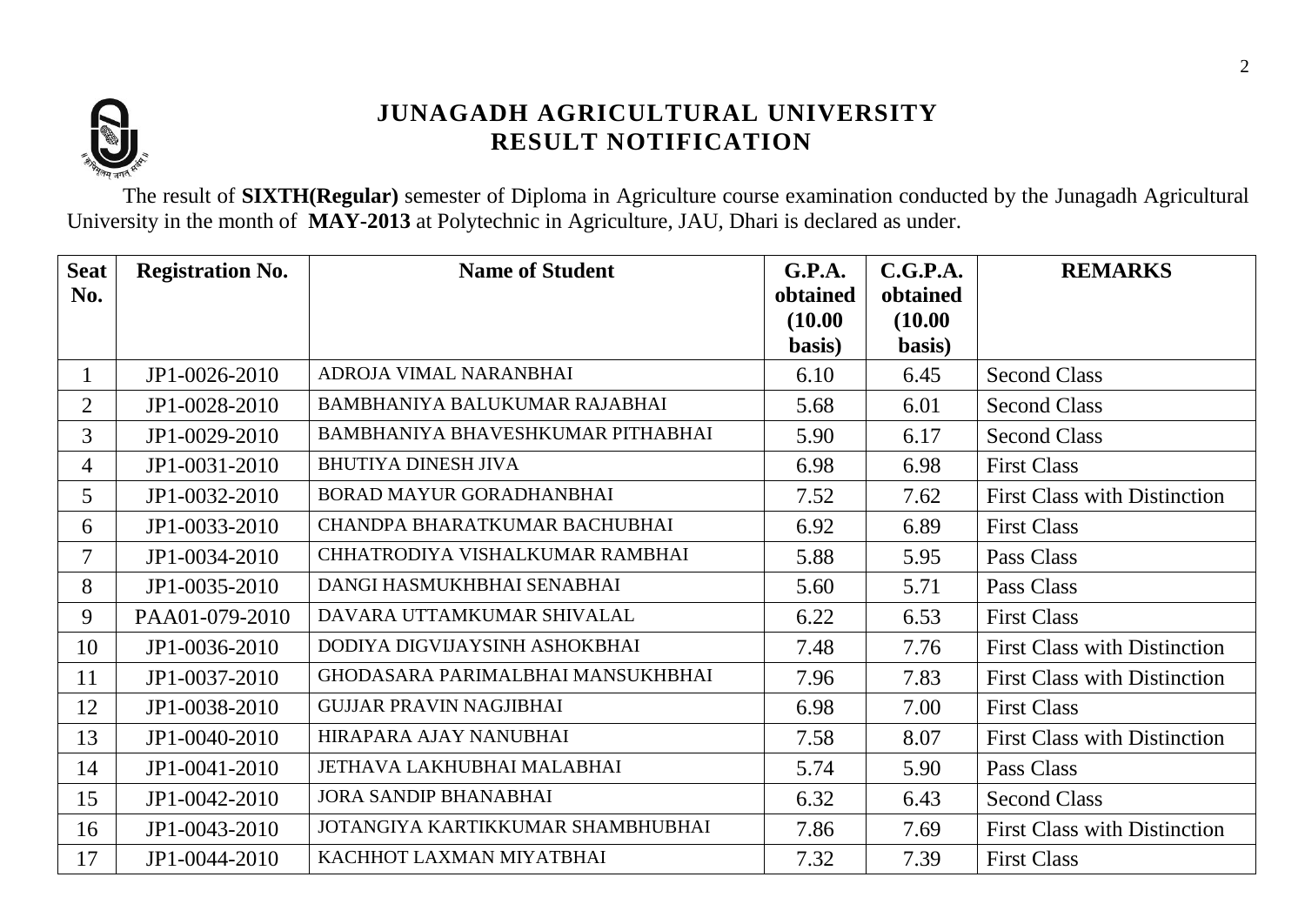# JUNAGADH AGRICULTURAL UNIVERSITY
## RESULT NOTIFICATION

The result of **SIXTH(Regular)** semester of Diploma in Agriculture course examination conducted by the Junagadh Agricultural University in the month of **MAY-2013** at Polytechnic in Agriculture, JAU, Dhari is declared as under.

| Seat No. | Registration No. | Name of Student | G.P.A. obtained (10.00 basis) | C.G.P.A. obtained (10.00 basis) | REMARKS |
|---|---|---|---|---|---|
| 1 | JP1-0026-2010 | ADROJA VIMAL NARANBHAI | 6.10 | 6.45 | Second Class |
| 2 | JP1-0028-2010 | BAMBHANIYA BALUKUMAR RAJABHAI | 5.68 | 6.01 | Second Class |
| 3 | JP1-0029-2010 | BAMBHANIYA BHAVESHKUMAR PITHABHAI | 5.90 | 6.17 | Second Class |
| 4 | JP1-0031-2010 | BHUTIYA DINESH JIVA | 6.98 | 6.98 | First Class |
| 5 | JP1-0032-2010 | BORAD MAYUR GORADHANBHAI | 7.52 | 7.62 | First Class with Distinction |
| 6 | JP1-0033-2010 | CHANDPA BHARATKUMAR BACHUBHAI | 6.92 | 6.89 | First Class |
| 7 | JP1-0034-2010 | CHHATRODIYA VISHALKUMAR RAMBHAI | 5.88 | 5.95 | Pass Class |
| 8 | JP1-0035-2010 | DANGI HASMUKHBHAI SENABHAI | 5.60 | 5.71 | Pass Class |
| 9 | PAA01-079-2010 | DAVARA UTTAMKUMAR SHIVALAL | 6.22 | 6.53 | First Class |
| 10 | JP1-0036-2010 | DODIYA DIGVIJAYSINH ASHOKBHAI | 7.48 | 7.76 | First Class with Distinction |
| 11 | JP1-0037-2010 | GHODASARA PARIMALBHAI MANSUKHBHAI | 7.96 | 7.83 | First Class with Distinction |
| 12 | JP1-0038-2010 | GUJJAR PRAVIN NAGJIBHAI | 6.98 | 7.00 | First Class |
| 13 | JP1-0040-2010 | HIRAPARA AJAY NANUBHAI | 7.58 | 8.07 | First Class with Distinction |
| 14 | JP1-0041-2010 | JETHAVA LAKHUBHAI MALABHAI | 5.74 | 5.90 | Pass Class |
| 15 | JP1-0042-2010 | JORA SANDIP BHANABHAI | 6.32 | 6.43 | Second Class |
| 16 | JP1-0043-2010 | JOTANGIYA KARTIKKUMAR SHAMBHUBHAI | 7.86 | 7.69 | First Class with Distinction |
| 17 | JP1-0044-2010 | KACHHOT LAXMAN MIYATBHAI | 7.32 | 7.39 | First Class |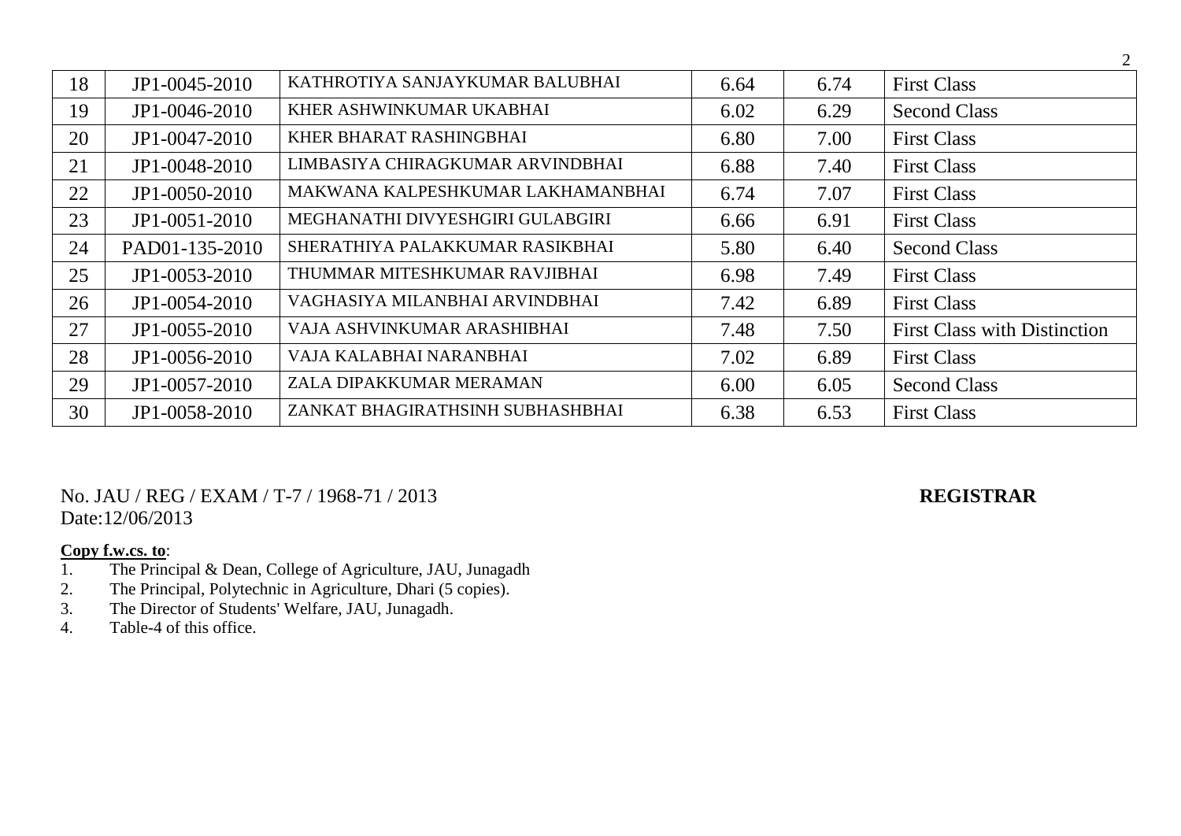| 18 | JP1-0045-2010 | KATHROTIYA SANJAYKUMAR BALUBHAI | 6.64 | 6.74 | First Class |
|---|---|---|---|---|---|
| 19 | JP1-0046-2010 | KHER ASHWINKUMAR UKABHAI | 6.02 | 6.29 | Second Class |
| 20 | JP1-0047-2010 | KHER BHARAT RASHINGBHAI | 6.80 | 7.00 | First Class |
| 21 | JP1-0048-2010 | LIMBASIYA CHIRAGKUMAR ARVINDBHAI | 6.88 | 7.40 | First Class |
| 22 | JP1-0050-2010 | MAKWANA KALPESHKUMAR LAKHAMANBHAI | 6.74 | 7.07 | First Class |
| 23 | JP1-0051-2010 | MEGHANATHI DIVYESHGIRI GULABGIRI | 6.66 | 6.91 | First Class |
| 24 | PAD01-135-2010 | SHERATHIYA PALAKKUMAR RASIKBHAI | 5.80 | 6.40 | Second Class |
| 25 | JP1-0053-2010 | THUMMAR MITESHKUMAR RAVJIBHAI | 6.98 | 7.49 | First Class |
| 26 | JP1-0054-2010 | VAGHASIYA MILANBHAI ARVINDBHAI | 7.42 | 6.89 | First Class |
| 27 | JP1-0055-2010 | VAJA ASHVINKUMAR ARASHIBHAI | 7.48 | 7.50 | First Class with Distinction |
| 28 | JP1-0056-2010 | VAJA KALABHAI NARANBHAI | 7.02 | 6.89 | First Class |
| 29 | JP1-0057-2010 | ZALA DIPAKKUMAR MERAMAN | 6.00 | 6.05 | Second Class |
| 30 | JP1-0058-2010 | ZANKAT BHAGIRATHSINH SUBHASHBHAI | 6.38 | 6.53 | First Class |

No. JAU / REG / EXAM / T-7 / 1968-71 / 2013
Date:12/06/2013

**REGISTRAR**

**Copy f.w.cs. to**:

1. The Principal & Dean, College of Agriculture, JAU, Junagadh
2. The Principal, Polytechnic in Agriculture, Dhari (5 copies).
3. The Director of Students' Welfare, JAU, Junagadh.
4. Table-4 of this office.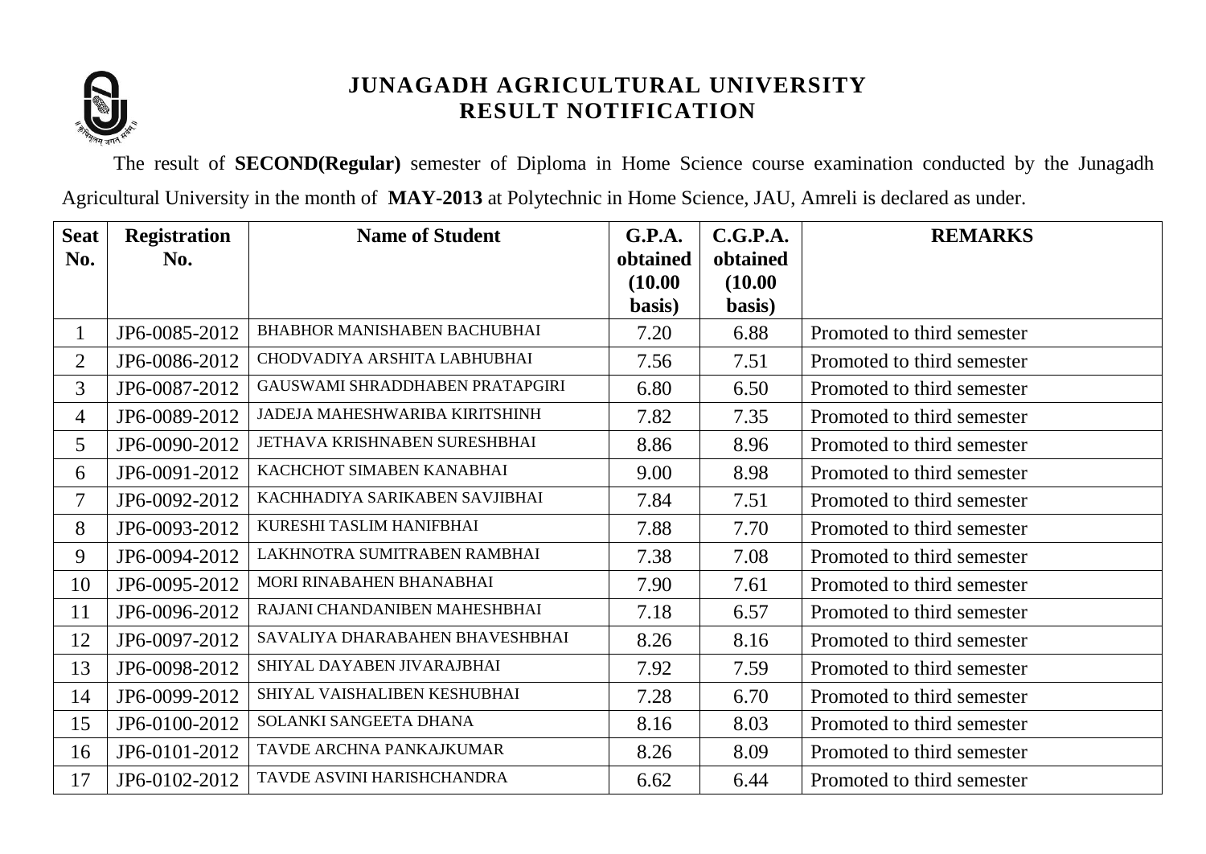# JUNAGADH AGRICULTURAL UNIVERSITY
## RESULT NOTIFICATION

The result of **SECOND(Regular)** semester of Diploma in Home Science course examination conducted by the Junagadh Agricultural University in the month of **MAY-2013** at Polytechnic in Home Science, JAU, Amreli is declared as under.

| Seat No. | Registration No. | Name of Student | G.P.A. obtained (10.00 basis) | C.G.P.A. obtained (10.00 basis) | REMARKS |
|---|---|---|---|---|---|
| 1 | JP6-0085-2012 | BHABHOR MANISHABEN BACHUBHAI | 7.20 | 6.88 | Promoted to third semester |
| 2 | JP6-0086-2012 | CHODVADIYA ARSHITA LABHUBHAI | 7.56 | 7.51 | Promoted to third semester |
| 3 | JP6-0087-2012 | GAUSWAMI SHRADDHABEN PRATAPGIRI | 6.80 | 6.50 | Promoted to third semester |
| 4 | JP6-0089-2012 | JADEJA MAHESHWARIBA KIRITSHINH | 7.82 | 7.35 | Promoted to third semester |
| 5 | JP6-0090-2012 | JETHAVA KRISHNABEN SURESHBHAI | 8.86 | 8.96 | Promoted to third semester |
| 6 | JP6-0091-2012 | KACHCHOT SIMABEN KANABHAI | 9.00 | 8.98 | Promoted to third semester |
| 7 | JP6-0092-2012 | KACHHADIYA SARIKABEN SAVJIBHAI | 7.84 | 7.51 | Promoted to third semester |
| 8 | JP6-0093-2012 | KURESHI TASLIM HANIFBHAI | 7.88 | 7.70 | Promoted to third semester |
| 9 | JP6-0094-2012 | LAKHNOTRA SUMITRABEN RAMBHAI | 7.38 | 7.08 | Promoted to third semester |
| 10 | JP6-0095-2012 | MORI RINABAHEN BHANABHAI | 7.90 | 7.61 | Promoted to third semester |
| 11 | JP6-0096-2012 | RAJANI CHANDANIBEN MAHESHBHAI | 7.18 | 6.57 | Promoted to third semester |
| 12 | JP6-0097-2012 | SAVALIYA DHARABAHEN BHAVESHBHAI | 8.26 | 8.16 | Promoted to third semester |
| 13 | JP6-0098-2012 | SHIYAL DAYABEN JIVARAJBHAI | 7.92 | 7.59 | Promoted to third semester |
| 14 | JP6-0099-2012 | SHIYAL VAISHALIBEN KESHUBHAI | 7.28 | 6.70 | Promoted to third semester |
| 15 | JP6-0100-2012 | SOLANKI SANGEETA DHANA | 8.16 | 8.03 | Promoted to third semester |
| 16 | JP6-0101-2012 | TAVDE ARCHNA PANKAJKUMAR | 8.26 | 8.09 | Promoted to third semester |
| 17 | JP6-0102-2012 | TAVDE ASVINI HARISHCHANDRA | 6.62 | 6.44 | Promoted to third semester |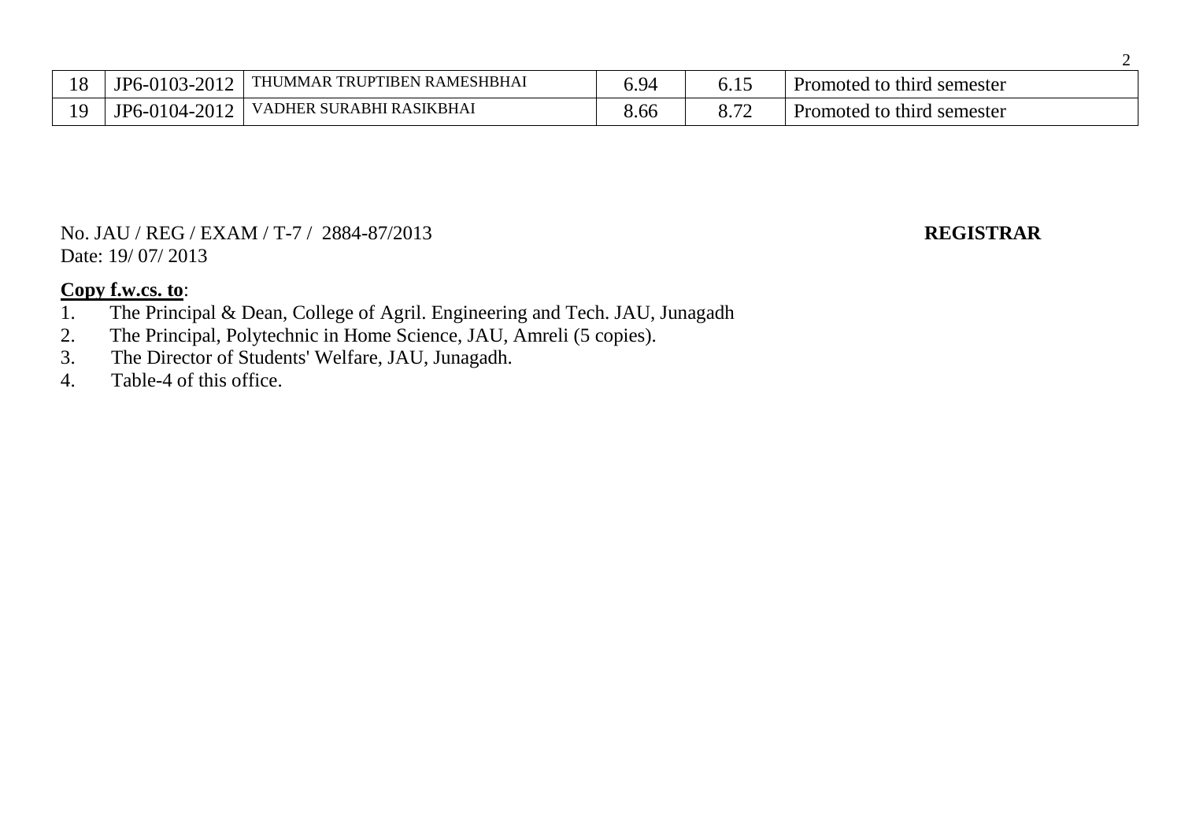| 18 | JP6-0103-2012 | THUMMAR TRUPTIBEN RAMESHBHAI | 6.94 | 6.15 | Promoted to third semester |
|---|---|---|---|---|---|
| 19 | JP6-0104-2012 | VADHER SURABHI RASIKBHAI | 8.66 | 8.72 | Promoted to third semester |

No. JAU / REG / EXAM / T-7 / 2884-87/2013

Date: 19/ 07/ 2013

**REGISTRAR**

**Copy f.w.cs. to**:

1. The Principal & Dean, College of Agril. Engineering and Tech. JAU, Junagadh
2. The Principal, Polytechnic in Home Science, JAU, Amreli (5 copies).
3. The Director of Students' Welfare, JAU, Junagadh.
4. Table-4 of this office.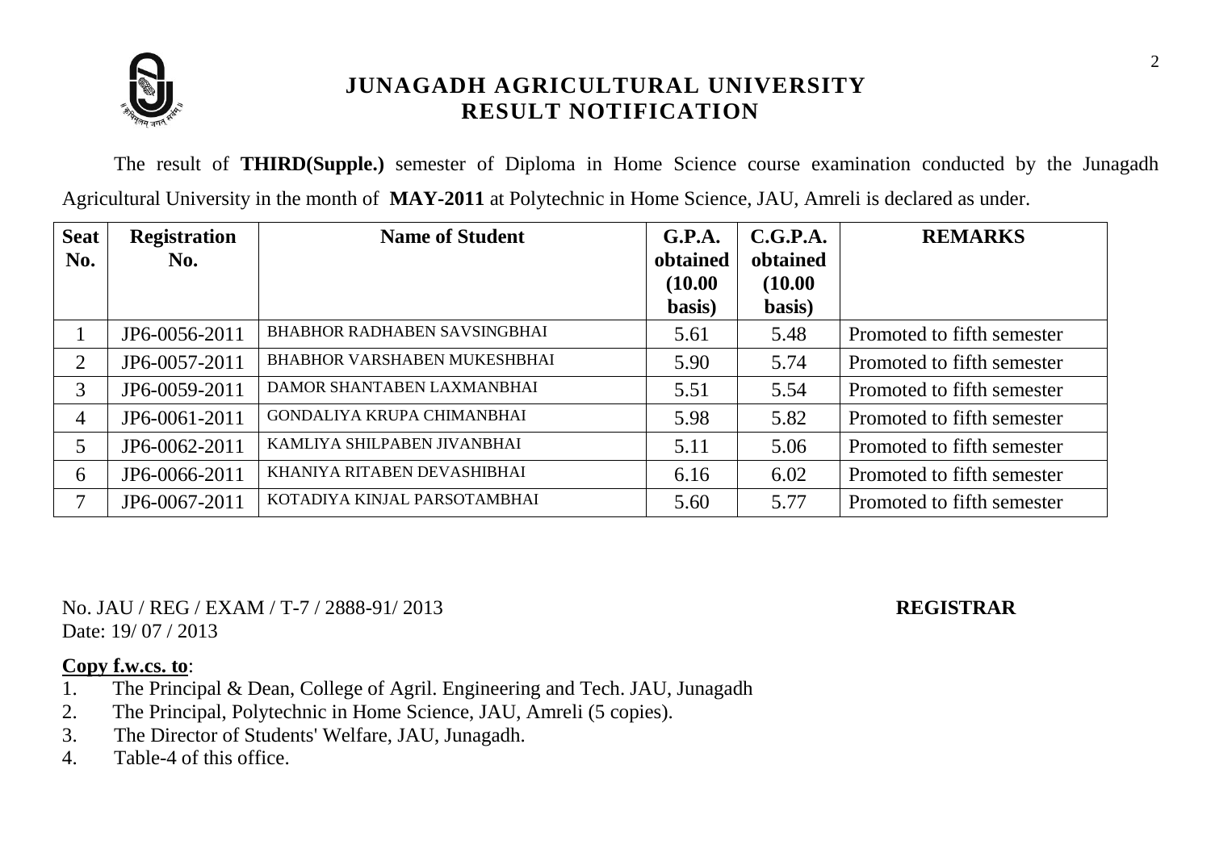# JUNAGADH AGRICULTURAL UNIVERSITY
## RESULT NOTIFICATION

The result of **THIRD(Supple.)** semester of Diploma in Home Science course examination conducted by the Junagadh Agricultural University in the month of **MAY-2011** at Polytechnic in Home Science, JAU, Amreli is declared as under.

| Seat No. | Registration No. | Name of Student | G.P.A. obtained (10.00 basis) | C.G.P.A. obtained (10.00 basis) | REMARKS |
|---|---|---|---|---|---|
| 1 | JP6-0056-2011 | BHABHOR RADHABEN SAVSINGBHAI | 5.61 | 5.48 | Promoted to fifth semester |
| 2 | JP6-0057-2011 | BHABHOR VARSHABEN MUKESHBHAI | 5.90 | 5.74 | Promoted to fifth semester |
| 3 | JP6-0059-2011 | DAMOR SHANTABEN LAXMANBHAI | 5.51 | 5.54 | Promoted to fifth semester |
| 4 | JP6-0061-2011 | GONDALIYA KRUPA CHIMANBHAI | 5.98 | 5.82 | Promoted to fifth semester |
| 5 | JP6-0062-2011 | KAMLIYA SHILPABEN JIVANBHAI | 5.11 | 5.06 | Promoted to fifth semester |
| 6 | JP6-0066-2011 | KHANIYA RITABEN DEVASHIBHAI | 6.16 | 6.02 | Promoted to fifth semester |
| 7 | JP6-0067-2011 | KOTADIYA KINJAL PARSOTAMBHAI | 5.60 | 5.77 | Promoted to fifth semester |

No. JAU / REG / EXAM / T-7 / 2888-91/ 2013
Date: 19/ 07 / 2013

**REGISTRAR**

**Copy f.w.cs. to**:

1. The Principal & Dean, College of Agril. Engineering and Tech. JAU, Junagadh
2. The Principal, Polytechnic in Home Science, JAU, Amreli (5 copies).
3. The Director of Students' Welfare, JAU, Junagadh.
4. Table-4 of this office.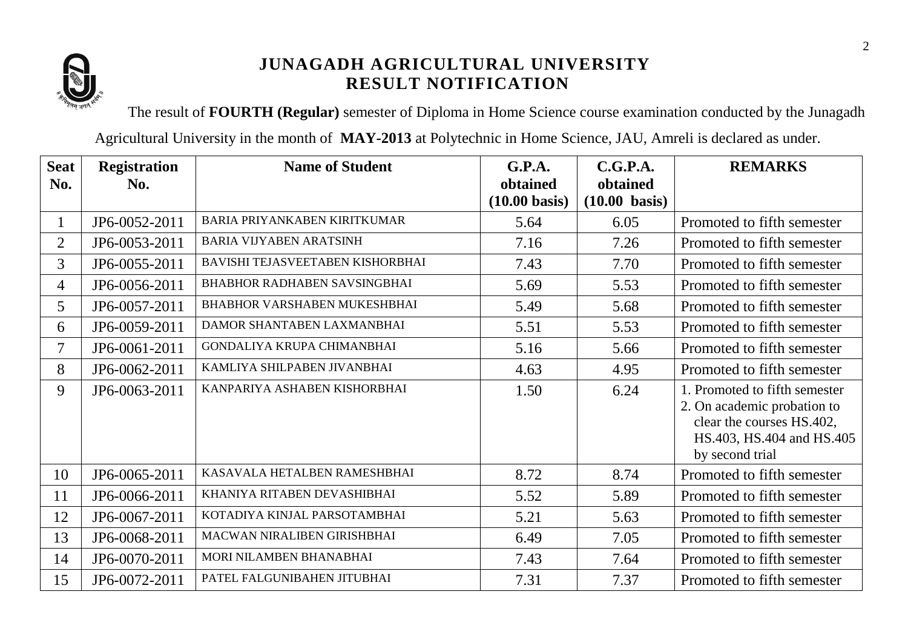# JUNAGADH AGRICULTURAL UNIVERSITY
## RESULT NOTIFICATION

The result of **FOURTH (Regular)** semester of Diploma in Home Science course examination conducted by the Junagadh Agricultural University in the month of **MAY-2013** at Polytechnic in Home Science, JAU, Amreli is declared as under.

| Seat No. | Registration No. | Name of Student | G.P.A. obtained (10.00 basis) | C.G.P.A. obtained (10.00 basis) | REMARKS |
|---|---|---|---|---|---|
| 1 | JP6-0052-2011 | BARIA PRIYANKABEN KIRITKUMAR | 5.64 | 6.05 | Promoted to fifth semester |
| 2 | JP6-0053-2011 | BARIA VIJYABEN ARATSINH | 7.16 | 7.26 | Promoted to fifth semester |
| 3 | JP6-0055-2011 | BAVISHI TEJASVEETABEN KISHORBHAI | 7.43 | 7.70 | Promoted to fifth semester |
| 4 | JP6-0056-2011 | BHABHOR RADHABEN SAVSINGBHAI | 5.69 | 5.53 | Promoted to fifth semester |
| 5 | JP6-0057-2011 | BHABHOR VARSHABEN MUKESHBHAI | 5.49 | 5.68 | Promoted to fifth semester |
| 6 | JP6-0059-2011 | DAMOR SHANTABEN LAXMANBHAI | 5.51 | 5.53 | Promoted to fifth semester |
| 7 | JP6-0061-2011 | GONDALIYA KRUPA CHIMANBHAI | 5.16 | 5.66 | Promoted to fifth semester |
| 8 | JP6-0062-2011 | KAMLIYA SHILPABEN JIVANBHAI | 4.63 | 4.95 | Promoted to fifth semester |
| 9 | JP6-0063-2011 | KANPARIYA ASHABEN KISHORBHAI | 1.50 | 6.24 | 1. Promoted to fifth semester 2. On academic probation to clear the courses HS.402, HS.403, HS.404 and HS.405 by second trial |
| 10 | JP6-0065-2011 | KASAVALA HETALBEN RAMESHBHAI | 8.72 | 8.74 | Promoted to fifth semester |
| 11 | JP6-0066-2011 | KHANIYA RITABEN DEVASHIBHAI | 5.52 | 5.89 | Promoted to fifth semester |
| 12 | JP6-0067-2011 | KOTADIYA KINJAL PARSOTAMBHAI | 5.21 | 5.63 | Promoted to fifth semester |
| 13 | JP6-0068-2011 | MACWAN NIRALIBEN GIRISHBHAI | 6.49 | 7.05 | Promoted to fifth semester |
| 14 | JP6-0070-2011 | MORI NILAMBEN BHANABHAI | 7.43 | 7.64 | Promoted to fifth semester |
| 15 | JP6-0072-2011 | PATEL FALGUNIBAHEN JITUBHAI | 7.31 | 7.37 | Promoted to fifth semester |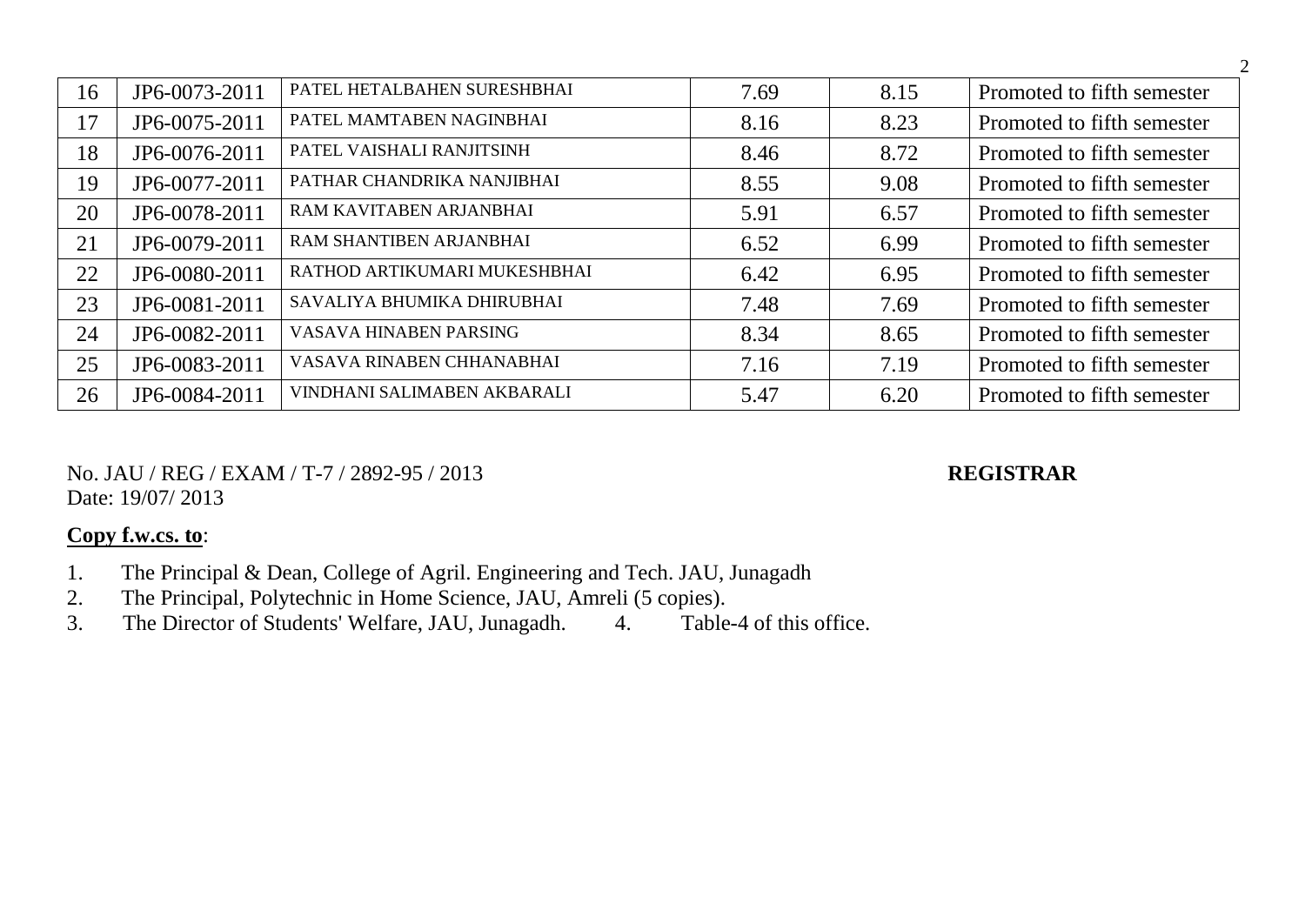| 16 | JP6-0073-2011 | PATEL HETALBAHEN SURESHBHAI | 7.69 | 8.15 | Promoted to fifth semester |
|---|---|---|---|---|---|
| 17 | JP6-0075-2011 | PATEL MAMTABEN NAGINBHAI | 8.16 | 8.23 | Promoted to fifth semester |
| 18 | JP6-0076-2011 | PATEL VAISHALI RANJITSINH | 8.46 | 8.72 | Promoted to fifth semester |
| 19 | JP6-0077-2011 | PATHAR CHANDRIKA NANJIBHAI | 8.55 | 9.08 | Promoted to fifth semester |
| 20 | JP6-0078-2011 | RAM KAVITABEN ARJANBHAI | 5.91 | 6.57 | Promoted to fifth semester |
| 21 | JP6-0079-2011 | RAM SHANTIBEN ARJANBHAI | 6.52 | 6.99 | Promoted to fifth semester |
| 22 | JP6-0080-2011 | RATHOD ARTIKUMARI MUKESHBHAI | 6.42 | 6.95 | Promoted to fifth semester |
| 23 | JP6-0081-2011 | SAVALIYA BHUMIKA DHIRUBHAI | 7.48 | 7.69 | Promoted to fifth semester |
| 24 | JP6-0082-2011 | VASAVA HINABEN PARSING | 8.34 | 8.65 | Promoted to fifth semester |
| 25 | JP6-0083-2011 | VASAVA RINABEN CHHANABHAI | 7.16 | 7.19 | Promoted to fifth semester |
| 26 | JP6-0084-2011 | VINDHANI SALIMABEN AKBARALI | 5.47 | 6.20 | Promoted to fifth semester |

No. JAU / REG / EXAM / T-7 / 2892-95 / 2013

Date: 19/07/ 2013

**REGISTRAR**

**Copy f.w.cs. to**:

1. The Principal & Dean, College of Agril. Engineering and Tech. JAU, Junagadh
2. The Principal, Polytechnic in Home Science, JAU, Amreli (5 copies).
3. The Director of Students' Welfare, JAU, Junagadh.
4. Table-4 of this office.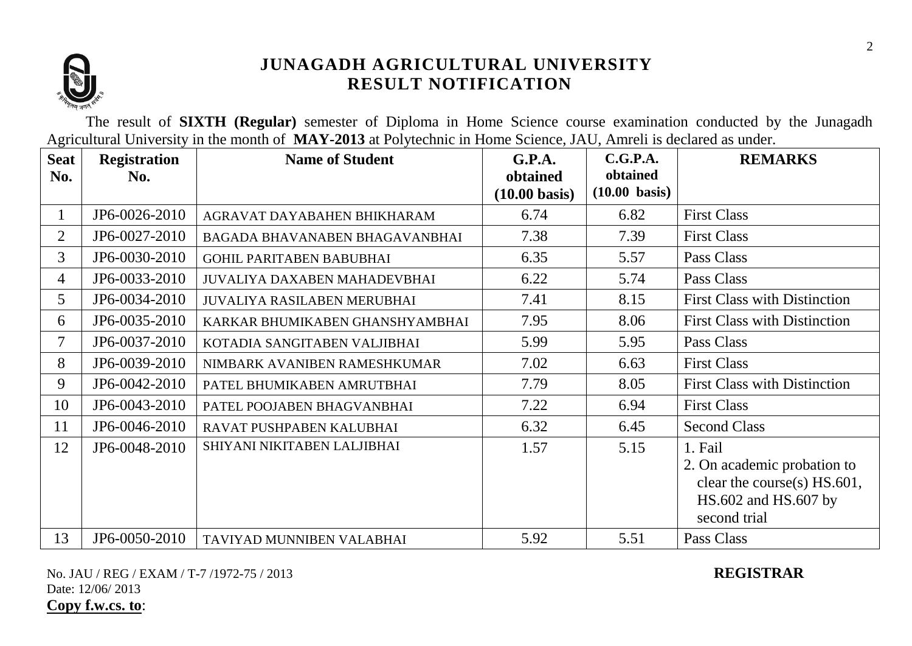# JUNAGADH AGRICULTURAL UNIVERSITY
## RESULT NOTIFICATION

The result of **SIXTH (Regular)** semester of Diploma in Home Science course examination conducted by the Junagadh Agricultural University in the month of **MAY-2013** at Polytechnic in Home Science, JAU, Amreli is declared as under.

| Seat No. | Registration No. | Name of Student | G.P.A. obtained (10.00 basis) | C.G.P.A. obtained (10.00 basis) | REMARKS |
|---|---|---|---|---|---|
| 1 | JP6-0026-2010 | AGRAVAT DAYABAHEN BHIKHARAM | 6.74 | 6.82 | First Class |
| 2 | JP6-0027-2010 | BAGADA BHAVANABEN BHAGAVANBHAI | 7.38 | 7.39 | First Class |
| 3 | JP6-0030-2010 | GOHIL PARITABEN BABUBHAI | 6.35 | 5.57 | Pass Class |
| 4 | JP6-0033-2010 | JUVALIYA DAXABEN MAHADEVBHAI | 6.22 | 5.74 | Pass Class |
| 5 | JP6-0034-2010 | JUVALIYA RASILABEN MERUBHAI | 7.41 | 8.15 | First Class with Distinction |
| 6 | JP6-0035-2010 | KARKAR BHUMIKABEN GHANSHYAMBHAI | 7.95 | 8.06 | First Class with Distinction |
| 7 | JP6-0037-2010 | KOTADIA SANGITABEN VALJIBHAI | 5.99 | 5.95 | Pass Class |
| 8 | JP6-0039-2010 | NIMBARK AVANIBEN RAMESHKUMAR | 7.02 | 6.63 | First Class |
| 9 | JP6-0042-2010 | PATEL BHUMIKABEN AMRUTBHAI | 7.79 | 8.05 | First Class with Distinction |
| 10 | JP6-0043-2010 | PATEL POOJABEN BHAGVANBHAI | 7.22 | 6.94 | First Class |
| 11 | JP6-0046-2010 | RAVAT PUSHPABEN KALUBHAI | 6.32 | 6.45 | Second Class |
| 12 | JP6-0048-2010 | SHIYANI NIKITABEN LALJIBHAI | 1.57 | 5.15 | 1. Fail 2. On academic probation to clear the course(s) HS.601, HS.602 and HS.607 by second trial |
| 13 | JP6-0050-2010 | TAVIYAD MUNNIBEN VALABHAI | 5.92 | 5.51 | Pass Class |

No. JAU / REG / EXAM / T-7 /1972-75 / 2013

Date: 12/06/ 2013

**REGISTRAR**

**Copy f.w.cs. to**: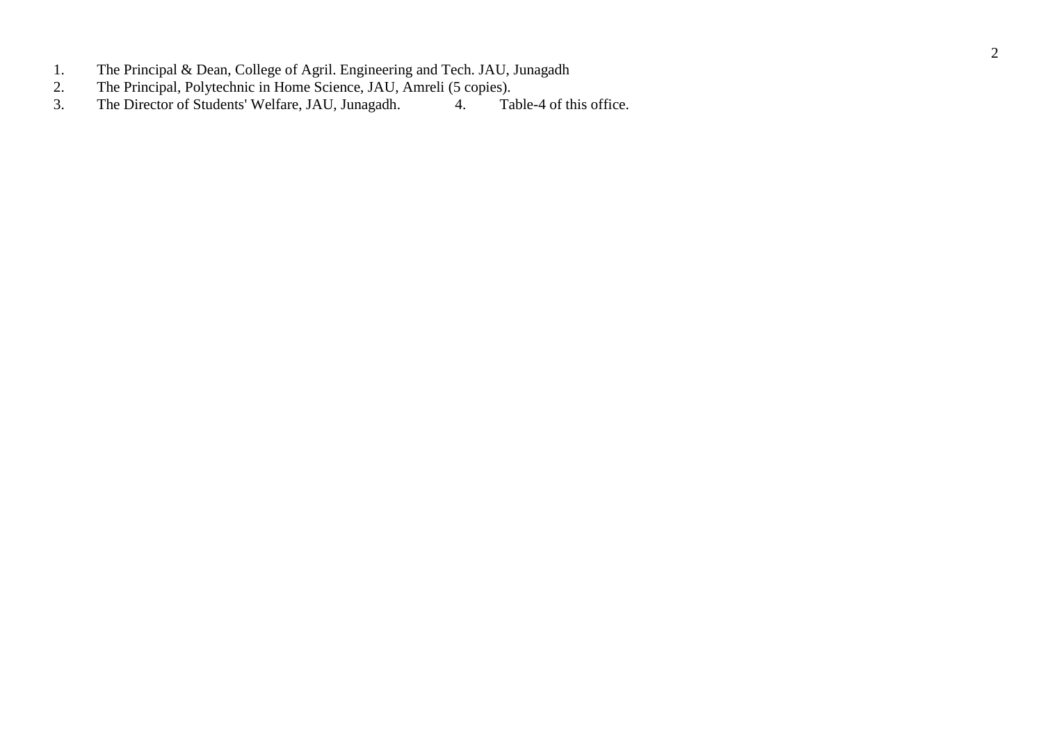1. The Principal & Dean, College of Agril. Engineering and Tech. JAU, Junagadh
2. The Principal, Polytechnic in Home Science, JAU, Amreli (5 copies).
3. The Director of Students' Welfare, JAU, Junagadh.
4. Table-4 of this office.